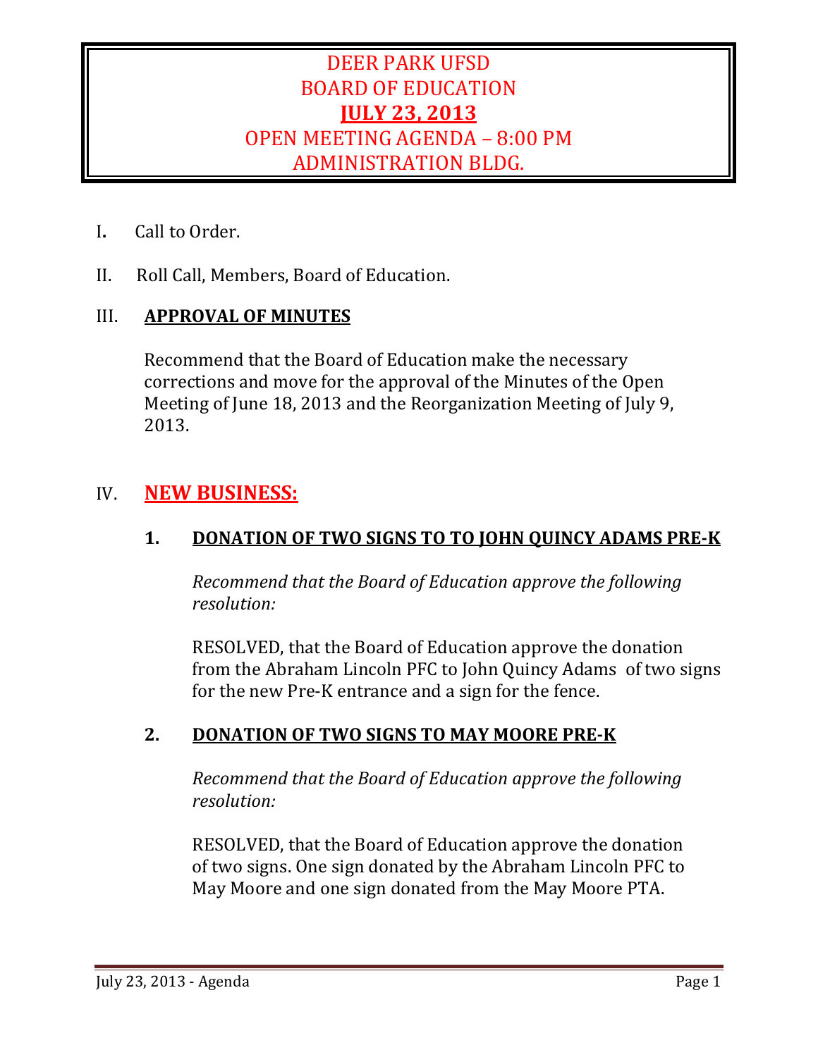# DEER PARK UFSD
# BOARD OF EDUCATION
# JULY 23, 2013
# OPEN MEETING AGENDA – 8:00 PM
# ADMINISTRATION BLDG.

I. Call to Order.

II. Roll Call, Members, Board of Education.

III. **APPROVAL OF MINUTES**

Recommend that the Board of Education make the necessary corrections and move for the approval of the Minutes of the Open Meeting of June 18, 2013 and the Reorganization Meeting of July 9, 2013.

## IV. NEW BUSINESS:

### 1. DONATION OF TWO SIGNS TO TO JOHN QUINCY ADAMS PRE-K

*Recommend that the Board of Education approve the following resolution:*

RESOLVED, that the Board of Education approve the donation from the Abraham Lincoln PFC to John Quincy Adams of two signs for the new Pre-K entrance and a sign for the fence.

### 2. DONATION OF TWO SIGNS TO MAY MOORE PRE-K

*Recommend that the Board of Education approve the following resolution:*

RESOLVED, that the Board of Education approve the donation of two signs. One sign donated by the Abraham Lincoln PFC to May Moore and one sign donated from the May Moore PTA.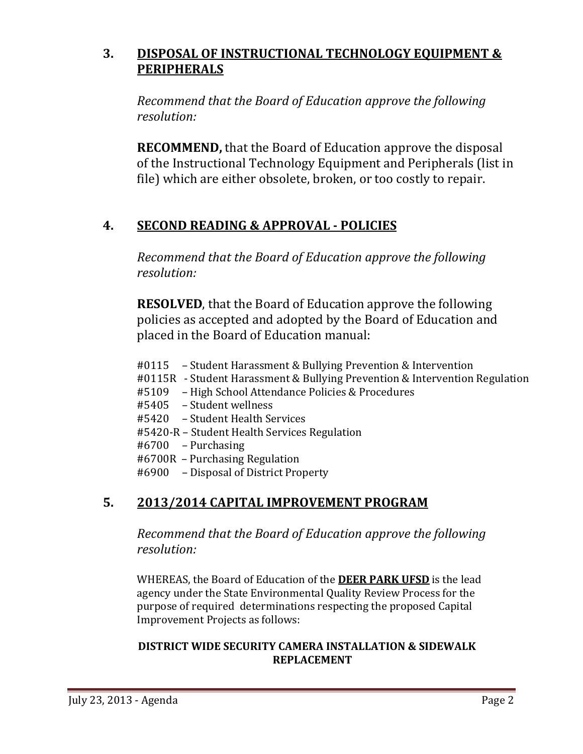## 3. DISPOSAL OF INSTRUCTIONAL TECHNOLOGY EQUIPMENT & PERIPHERALS

*Recommend that the Board of Education approve the following resolution:*

**RECOMMEND,** that the Board of Education approve the disposal of the Instructional Technology Equipment and Peripherals (list in file) which are either obsolete, broken, or too costly to repair.

## 4. SECOND READING & APPROVAL - POLICIES

*Recommend that the Board of Education approve the following resolution:*

**RESOLVED**, that the Board of Education approve the following policies as accepted and adopted by the Board of Education and placed in the Board of Education manual:

#0115 – Student Harassment & Bullying Prevention & Intervention
#0115R - Student Harassment & Bullying Prevention & Intervention Regulation
#5109 – High School Attendance Policies & Procedures
#5405 – Student wellness
#5420 – Student Health Services
#5420-R – Student Health Services Regulation
#6700 – Purchasing
#6700R – Purchasing Regulation
#6900 – Disposal of District Property

## 5. 2013/2014 CAPITAL IMPROVEMENT PROGRAM

*Recommend that the Board of Education approve the following resolution:*

WHEREAS, the Board of Education of the **DEER PARK UFSD** is the lead agency under the State Environmental Quality Review Process for the purpose of required determinations respecting the proposed Capital Improvement Projects as follows:

**DISTRICT WIDE SECURITY CAMERA INSTALLATION & SIDEWALK REPLACEMENT**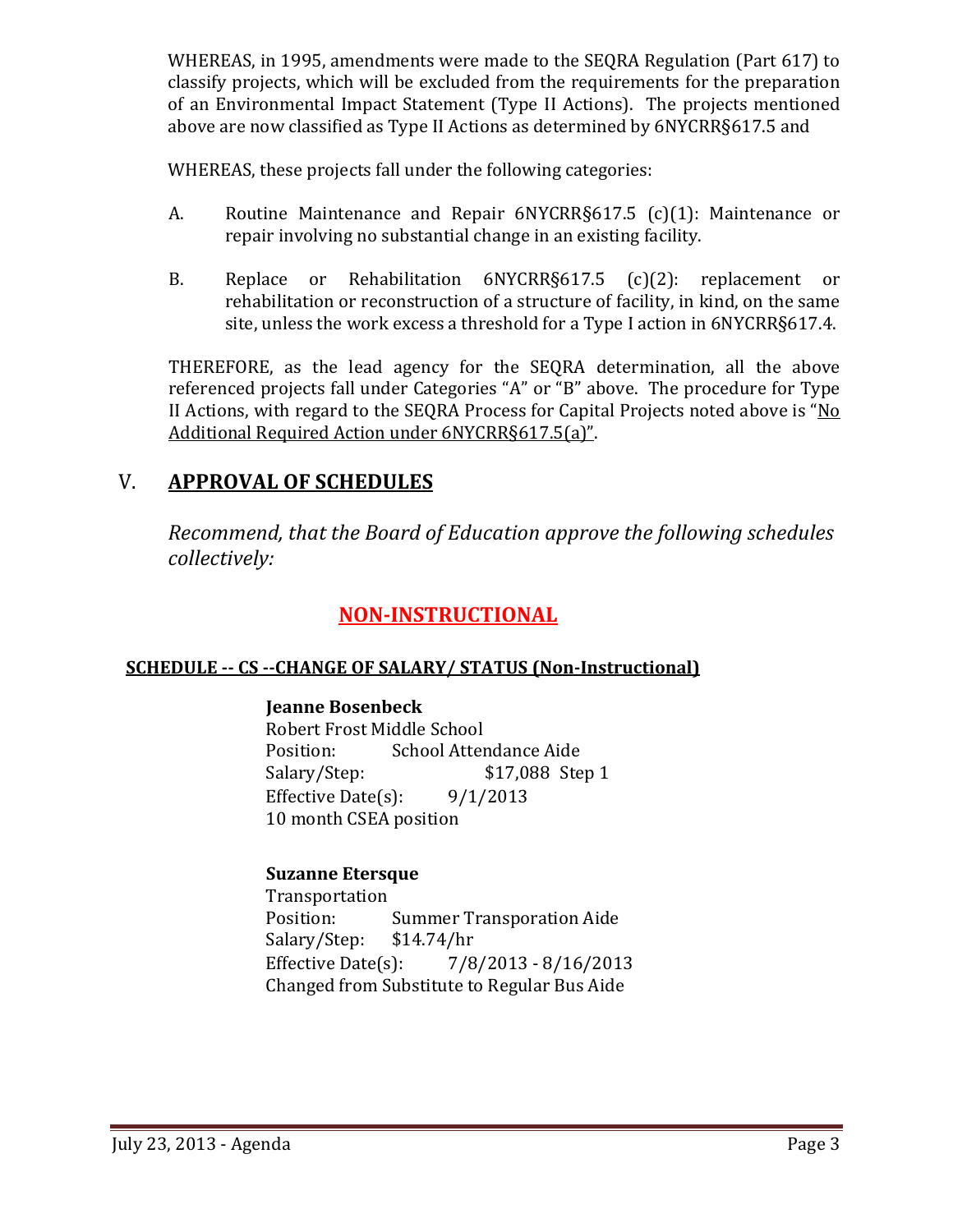WHEREAS, in 1995, amendments were made to the SEQRA Regulation (Part 617) to classify projects, which will be excluded from the requirements for the preparation of an Environmental Impact Statement (Type II Actions). The projects mentioned above are now classified as Type II Actions as determined by 6NYCRR§617.5 and

WHEREAS, these projects fall under the following categories:

A. Routine Maintenance and Repair 6NYCRR§617.5 (c)(1): Maintenance or repair involving no substantial change in an existing facility.

B. Replace or Rehabilitation 6NYCRR§617.5 (c)(2): replacement or rehabilitation or reconstruction of a structure of facility, in kind, on the same site, unless the work excess a threshold for a Type I action in 6NYCRR§617.4.

THEREFORE, as the lead agency for the SEQRA determination, all the above referenced projects fall under Categories "A" or "B" above. The procedure for Type II Actions, with regard to the SEQRA Process for Capital Projects noted above is "No Additional Required Action under 6NYCRR§617.5(a)".

## V. APPROVAL OF SCHEDULES

*Recommend, that the Board of Education approve the following schedules collectively:*

### NON-INSTRUCTIONAL

#### SCHEDULE -- CS --CHANGE OF SALARY/ STATUS (Non-Instructional)

**Jeanne Bosenbeck**
Robert Frost Middle School
Position: School Attendance Aide
Salary/Step: $17,088 Step 1
Effective Date(s): 9/1/2013
10 month CSEA position

**Suzanne Etersque**
Transportation
Position: Summer Transporation Aide
Salary/Step: $14.74/hr
Effective Date(s): 7/8/2013 - 8/16/2013
Changed from Substitute to Regular Bus Aide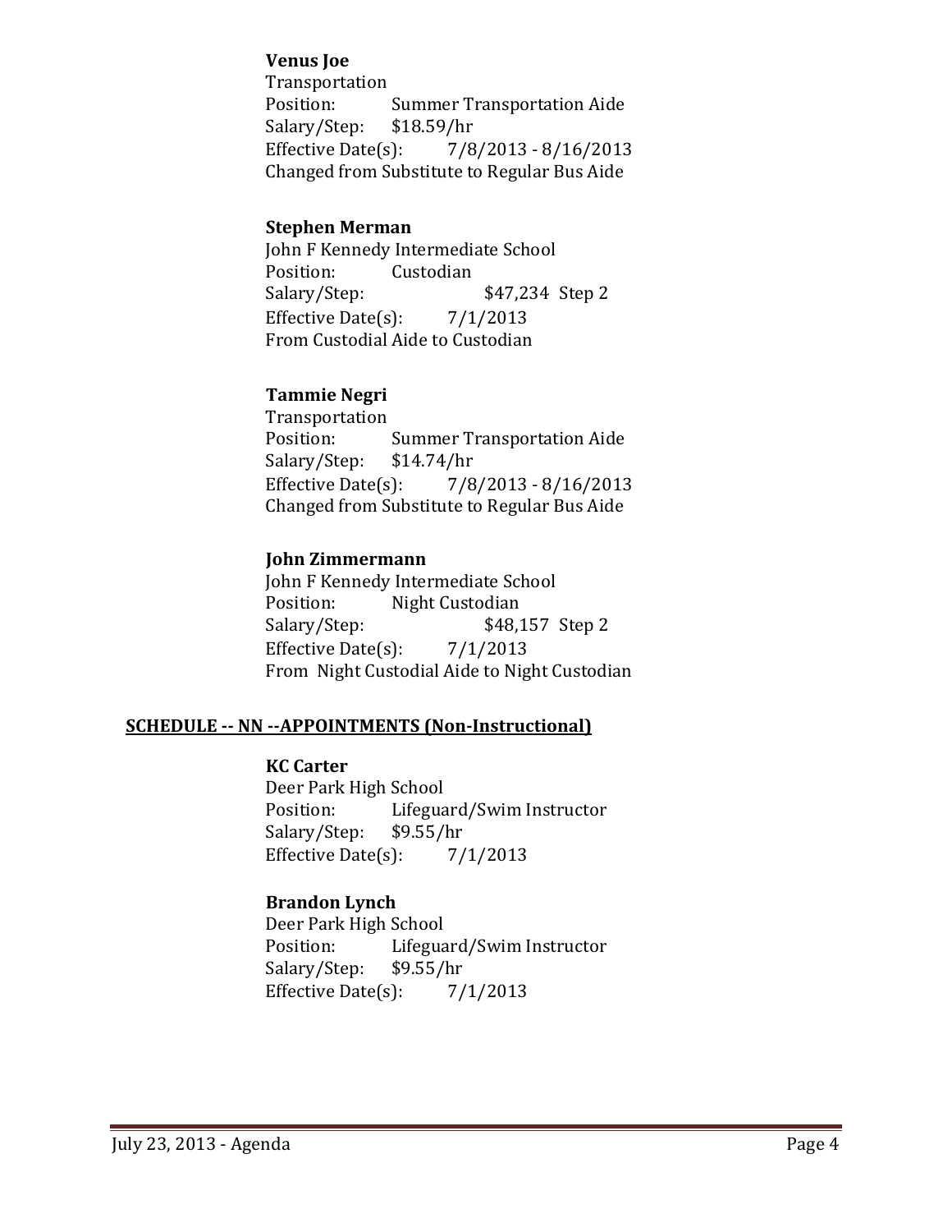**Venus Joe**
Transportation
Position: Summer Transportation Aide
Salary/Step: $18.59/hr
Effective Date(s): 7/8/2013 - 8/16/2013
Changed from Substitute to Regular Bus Aide

**Stephen Merman**
John F Kennedy Intermediate School
Position: Custodian
Salary/Step: $47,234 Step 2
Effective Date(s): 7/1/2013
From Custodial Aide to Custodian

**Tammie Negri**
Transportation
Position: Summer Transportation Aide
Salary/Step: $14.74/hr
Effective Date(s): 7/8/2013 - 8/16/2013
Changed from Substitute to Regular Bus Aide

**John Zimmermann**
John F Kennedy Intermediate School
Position: Night Custodian
Salary/Step: $48,157 Step 2
Effective Date(s): 7/1/2013
From Night Custodial Aide to Night Custodian

## SCHEDULE -- NN --APPOINTMENTS (Non-Instructional)

**KC Carter**
Deer Park High School
Position: Lifeguard/Swim Instructor
Salary/Step: $9.55/hr
Effective Date(s): 7/1/2013

**Brandon Lynch**
Deer Park High School
Position: Lifeguard/Swim Instructor
Salary/Step: $9.55/hr
Effective Date(s): 7/1/2013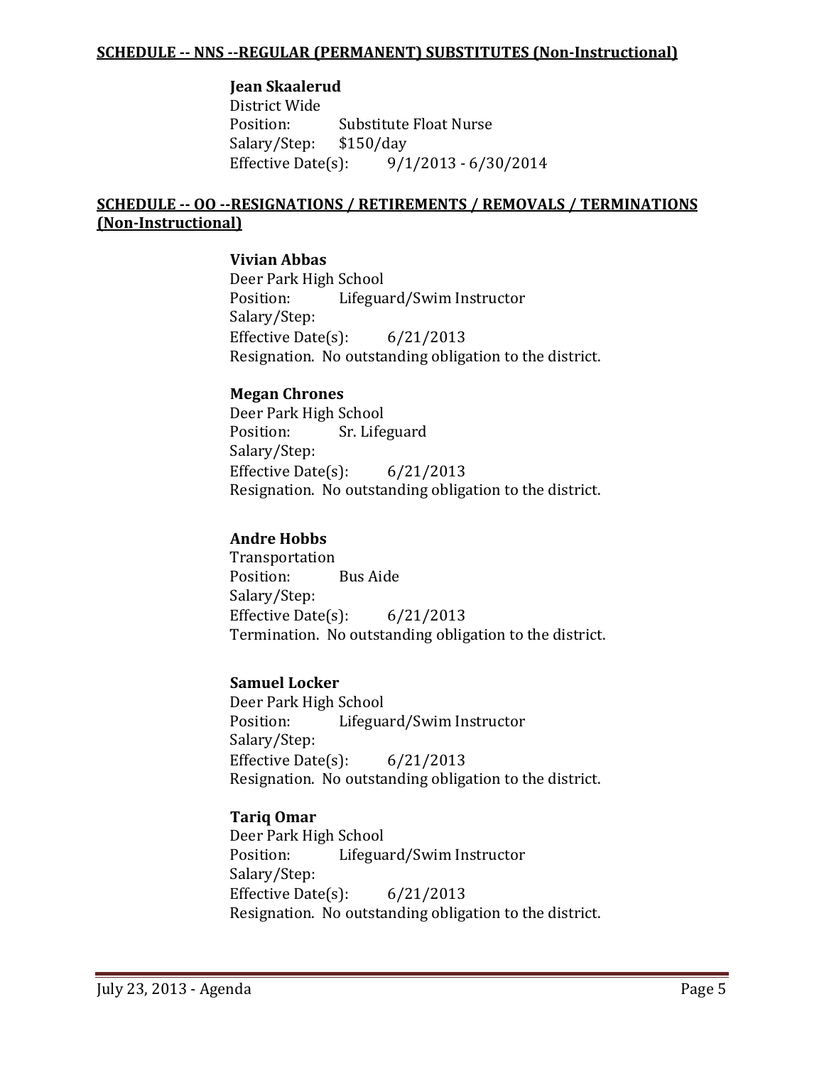**SCHEDULE -- NNS --REGULAR (PERMANENT) SUBSTITUTES (Non-Instructional)**

**Jean Skaalerud**
District Wide
Position: Substitute Float Nurse
Salary/Step: $150/day
Effective Date(s): 9/1/2013 - 6/30/2014

**SCHEDULE -- OO --RESIGNATIONS / RETIREMENTS / REMOVALS / TERMINATIONS (Non-Instructional)**

**Vivian Abbas**
Deer Park High School
Position: Lifeguard/Swim Instructor
Salary/Step:
Effective Date(s): 6/21/2013
Resignation. No outstanding obligation to the district.

**Megan Chrones**
Deer Park High School
Position: Sr. Lifeguard
Salary/Step:
Effective Date(s): 6/21/2013
Resignation. No outstanding obligation to the district.

**Andre Hobbs**
Transportation
Position: Bus Aide
Salary/Step:
Effective Date(s): 6/21/2013
Termination. No outstanding obligation to the district.

**Samuel Locker**
Deer Park High School
Position: Lifeguard/Swim Instructor
Salary/Step:
Effective Date(s): 6/21/2013
Resignation. No outstanding obligation to the district.

**Tariq Omar**
Deer Park High School
Position: Lifeguard/Swim Instructor
Salary/Step:
Effective Date(s): 6/21/2013
Resignation. No outstanding obligation to the district.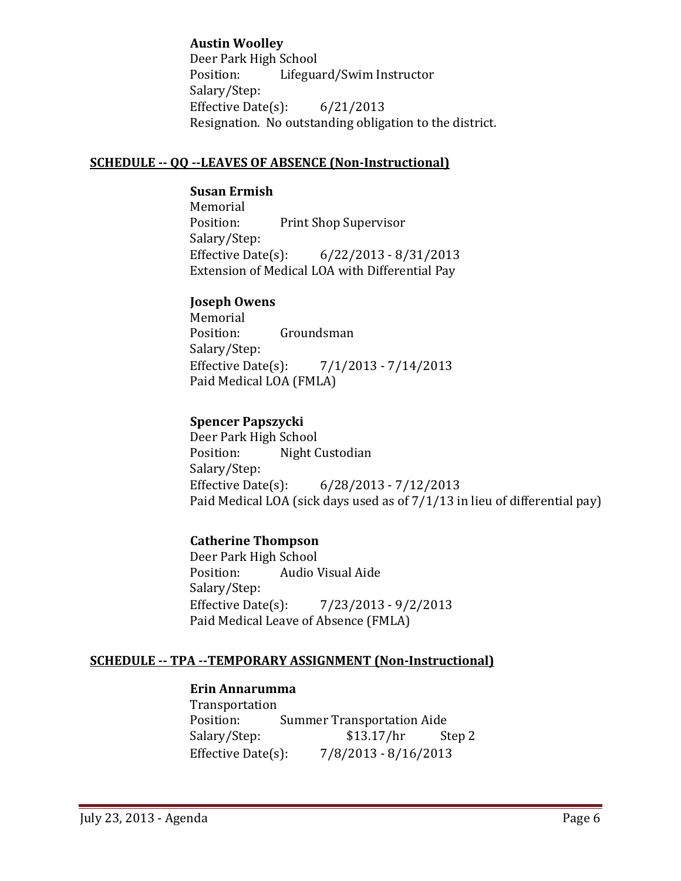**Austin Woolley**
Deer Park High School
Position: Lifeguard/Swim Instructor
Salary/Step:
Effective Date(s): 6/21/2013
Resignation. No outstanding obligation to the district.

## SCHEDULE -- QQ --LEAVES OF ABSENCE (Non-Instructional)

**Susan Ermish**
Memorial
Position: Print Shop Supervisor
Salary/Step:
Effective Date(s): 6/22/2013 - 8/31/2013
Extension of Medical LOA with Differential Pay

**Joseph Owens**
Memorial
Position: Groundsman
Salary/Step:
Effective Date(s): 7/1/2013 - 7/14/2013
Paid Medical LOA (FMLA)

**Spencer Papszycki**
Deer Park High School
Position: Night Custodian
Salary/Step:
Effective Date(s): 6/28/2013 - 7/12/2013
Paid Medical LOA (sick days used as of 7/1/13 in lieu of differential pay)

**Catherine Thompson**
Deer Park High School
Position: Audio Visual Aide
Salary/Step:
Effective Date(s): 7/23/2013 - 9/2/2013
Paid Medical Leave of Absence (FMLA)

## SCHEDULE -- TPA --TEMPORARY ASSIGNMENT (Non-Instructional)

**Erin Annarumma**
Transportation
Position: Summer Transportation Aide
Salary/Step: $13.17/hr Step 2
Effective Date(s): 7/8/2013 - 8/16/2013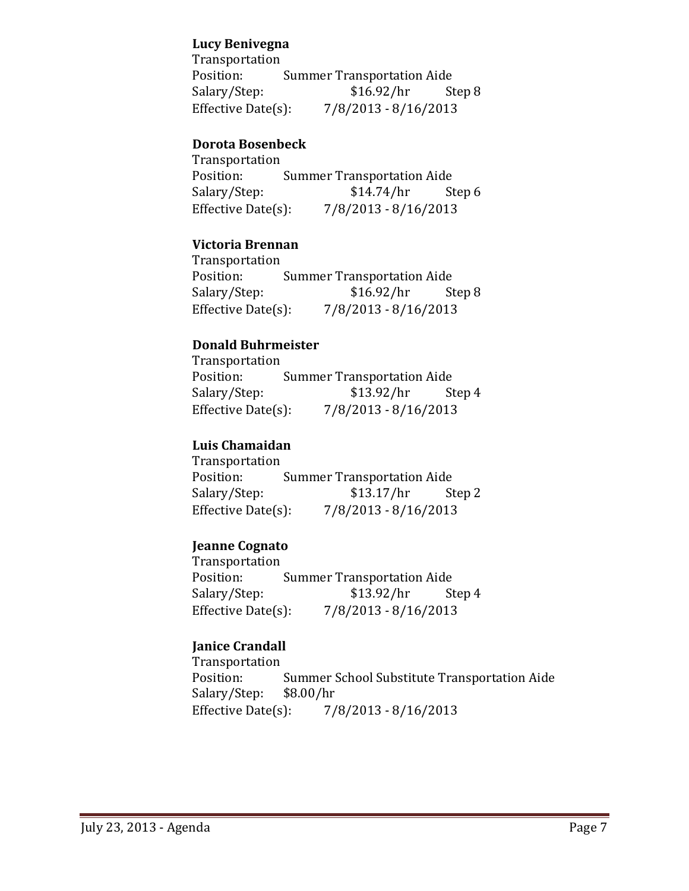**Lucy Benivegna**
Transportation
Position: Summer Transportation Aide
Salary/Step: $16.92/hr Step 8
Effective Date(s): 7/8/2013 - 8/16/2013

**Dorota Bosenbeck**
Transportation
Position: Summer Transportation Aide
Salary/Step: $14.74/hr Step 6
Effective Date(s): 7/8/2013 - 8/16/2013

**Victoria Brennan**
Transportation
Position: Summer Transportation Aide
Salary/Step: $16.92/hr Step 8
Effective Date(s): 7/8/2013 - 8/16/2013

**Donald Buhrmeister**
Transportation
Position: Summer Transportation Aide
Salary/Step: $13.92/hr Step 4
Effective Date(s): 7/8/2013 - 8/16/2013

**Luis Chamaidan**
Transportation
Position: Summer Transportation Aide
Salary/Step: $13.17/hr Step 2
Effective Date(s): 7/8/2013 - 8/16/2013

**Jeanne Cognato**
Transportation
Position: Summer Transportation Aide
Salary/Step: $13.92/hr Step 4
Effective Date(s): 7/8/2013 - 8/16/2013

**Janice Crandall**
Transportation
Position: Summer School Substitute Transportation Aide
Salary/Step: $8.00/hr
Effective Date(s): 7/8/2013 - 8/16/2013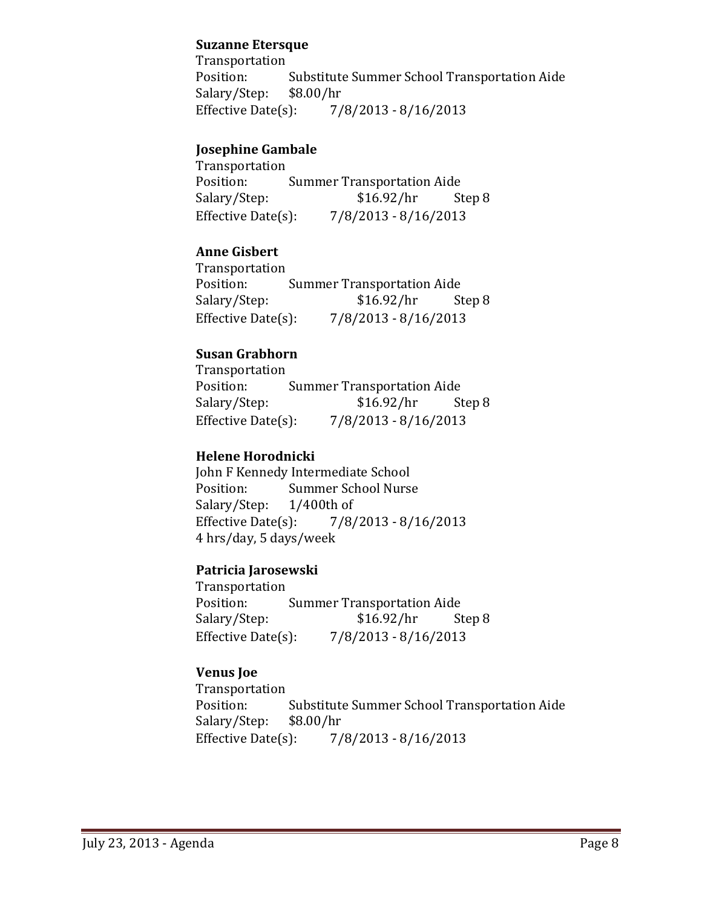**Suzanne Etersque**
Transportation
Position: Substitute Summer School Transportation Aide
Salary/Step: $8.00/hr
Effective Date(s): 7/8/2013 - 8/16/2013

**Josephine Gambale**
Transportation
Position: Summer Transportation Aide
Salary/Step: $16.92/hr Step 8
Effective Date(s): 7/8/2013 - 8/16/2013

**Anne Gisbert**
Transportation
Position: Summer Transportation Aide
Salary/Step: $16.92/hr Step 8
Effective Date(s): 7/8/2013 - 8/16/2013

**Susan Grabhorn**
Transportation
Position: Summer Transportation Aide
Salary/Step: $16.92/hr Step 8
Effective Date(s): 7/8/2013 - 8/16/2013

**Helene Horodnicki**
John F Kennedy Intermediate School
Position: Summer School Nurse
Salary/Step: 1/400th of
Effective Date(s): 7/8/2013 - 8/16/2013
4 hrs/day, 5 days/week

**Patricia Jarosewski**
Transportation
Position: Summer Transportation Aide
Salary/Step: $16.92/hr Step 8
Effective Date(s): 7/8/2013 - 8/16/2013

**Venus Joe**
Transportation
Position: Substitute Summer School Transportation Aide
Salary/Step: $8.00/hr
Effective Date(s): 7/8/2013 - 8/16/2013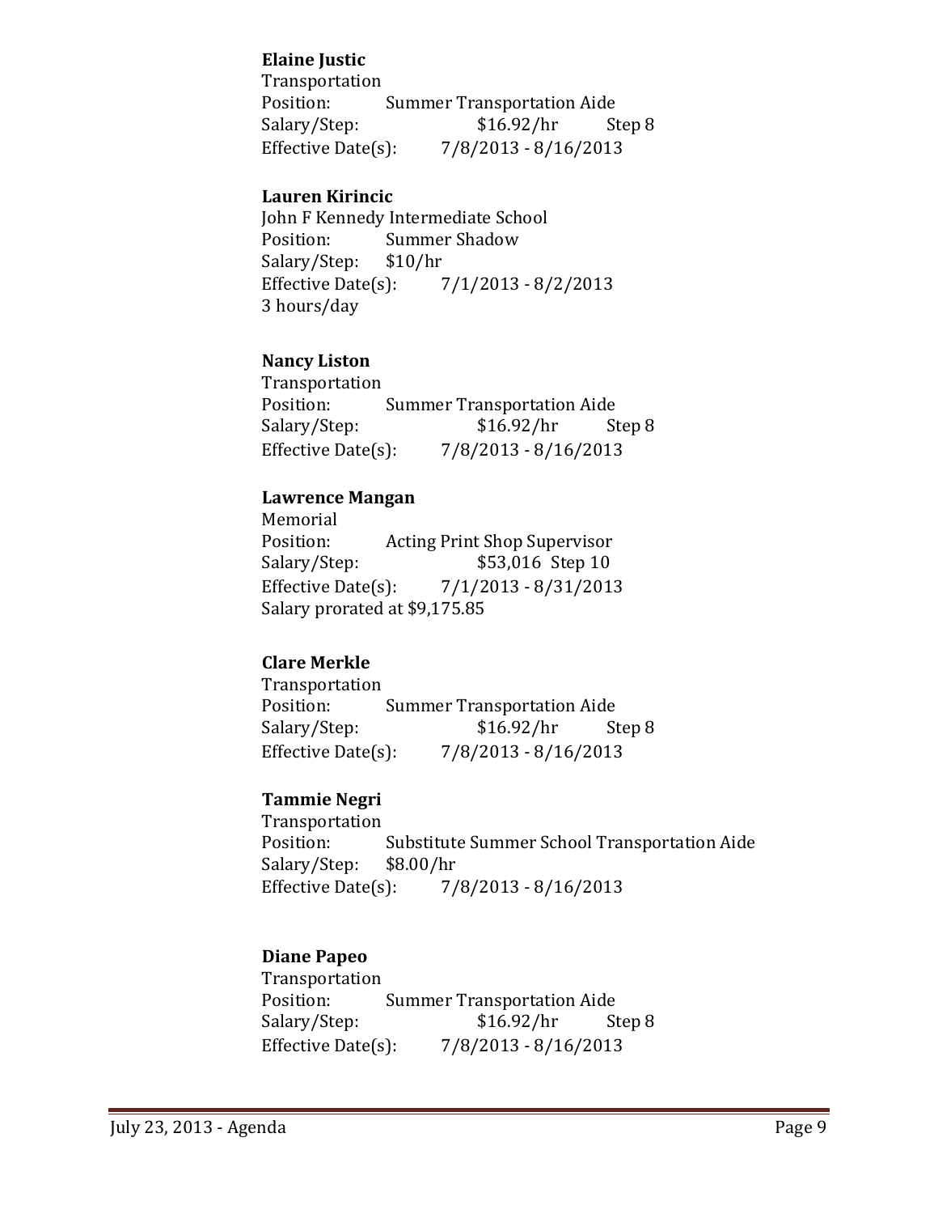**Elaine Justic**
Transportation
Position: Summer Transportation Aide
Salary/Step: $16.92/hr Step 8
Effective Date(s): 7/8/2013 - 8/16/2013

**Lauren Kirincic**
John F Kennedy Intermediate School
Position: Summer Shadow
Salary/Step: $10/hr
Effective Date(s): 7/1/2013 - 8/2/2013
3 hours/day

**Nancy Liston**
Transportation
Position: Summer Transportation Aide
Salary/Step: $16.92/hr Step 8
Effective Date(s): 7/8/2013 - 8/16/2013

**Lawrence Mangan**
Memorial
Position: Acting Print Shop Supervisor
Salary/Step: $53,016 Step 10
Effective Date(s): 7/1/2013 - 8/31/2013
Salary prorated at $9,175.85

**Clare Merkle**
Transportation
Position: Summer Transportation Aide
Salary/Step: $16.92/hr Step 8
Effective Date(s): 7/8/2013 - 8/16/2013

**Tammie Negri**
Transportation
Position: Substitute Summer School Transportation Aide
Salary/Step: $8.00/hr
Effective Date(s): 7/8/2013 - 8/16/2013

**Diane Papeo**
Transportation
Position: Summer Transportation Aide
Salary/Step: $16.92/hr Step 8
Effective Date(s): 7/8/2013 - 8/16/2013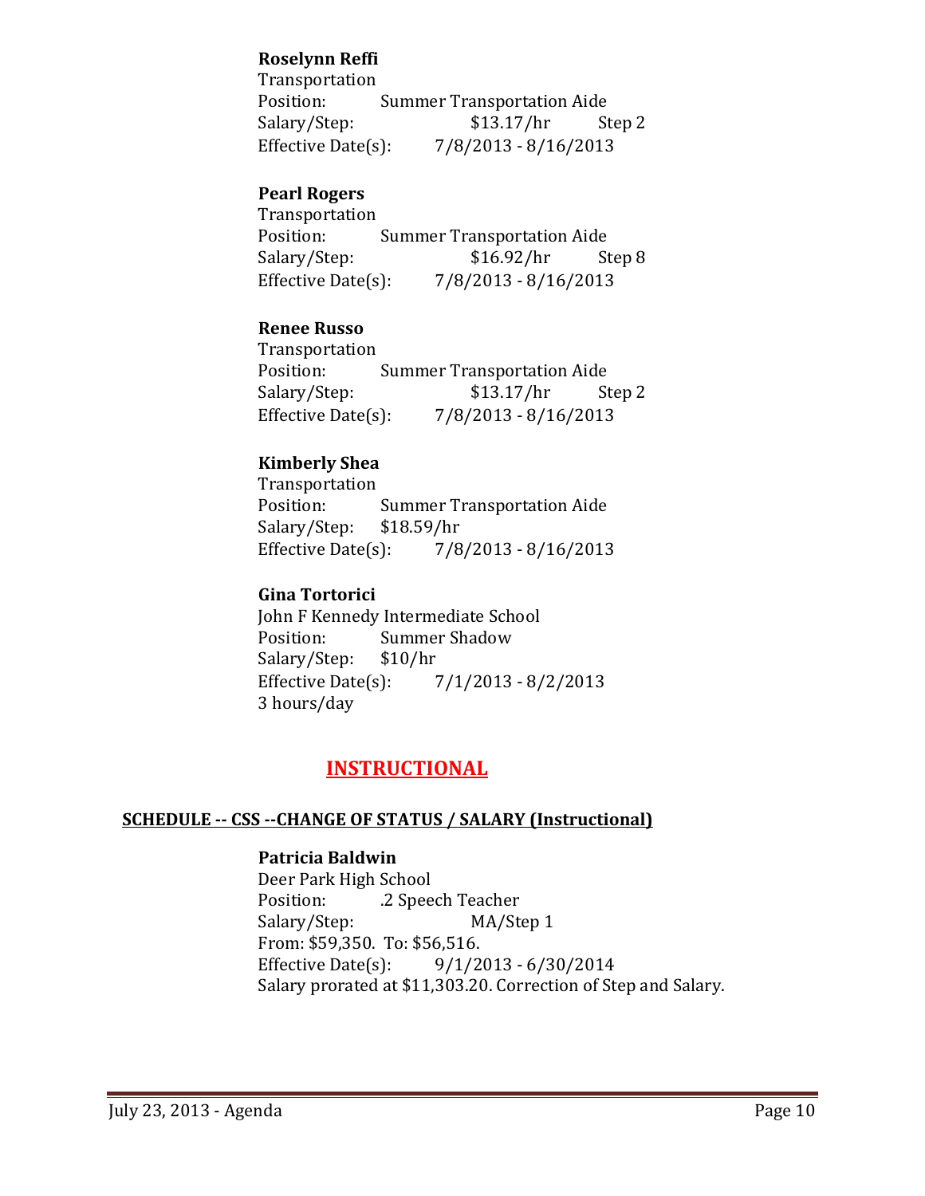**Roselynn Reffi**
Transportation
Position: Summer Transportation Aide
Salary/Step: $13.17/hr Step 2
Effective Date(s): 7/8/2013 - 8/16/2013

**Pearl Rogers**
Transportation
Position: Summer Transportation Aide
Salary/Step: $16.92/hr Step 8
Effective Date(s): 7/8/2013 - 8/16/2013

**Renee Russo**
Transportation
Position: Summer Transportation Aide
Salary/Step: $13.17/hr Step 2
Effective Date(s): 7/8/2013 - 8/16/2013

**Kimberly Shea**
Transportation
Position: Summer Transportation Aide
Salary/Step: $18.59/hr
Effective Date(s): 7/8/2013 - 8/16/2013

**Gina Tortorici**
John F Kennedy Intermediate School
Position: Summer Shadow
Salary/Step: $10/hr
Effective Date(s): 7/1/2013 - 8/2/2013
3 hours/day

## INSTRUCTIONAL

### SCHEDULE -- CSS --CHANGE OF STATUS / SALARY (Instructional)

**Patricia Baldwin**
Deer Park High School
Position: .2 Speech Teacher
Salary/Step: MA/Step 1
From: $59,350. To: $56,516.
Effective Date(s): 9/1/2013 - 6/30/2014
Salary prorated at $11,303.20. Correction of Step and Salary.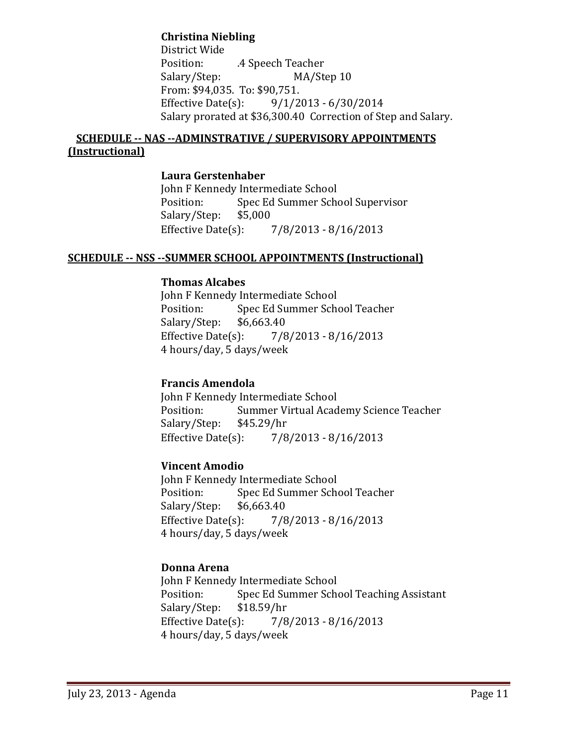**Christina Niebling**
District Wide
Position: .4 Speech Teacher
Salary/Step: MA/Step 10
From: $94,035. To: $90,751.
Effective Date(s): 9/1/2013 - 6/30/2014
Salary prorated at $36,300.40 Correction of Step and Salary.

## SCHEDULE -- NAS --ADMINSTRATIVE / SUPERVISORY APPOINTMENTS (Instructional)

**Laura Gerstenhaber**
John F Kennedy Intermediate School
Position: Spec Ed Summer School Supervisor
Salary/Step: $5,000
Effective Date(s): 7/8/2013 - 8/16/2013

## SCHEDULE -- NSS --SUMMER SCHOOL APPOINTMENTS (Instructional)

**Thomas Alcabes**
John F Kennedy Intermediate School
Position: Spec Ed Summer School Teacher
Salary/Step: $6,663.40
Effective Date(s): 7/8/2013 - 8/16/2013
4 hours/day, 5 days/week

**Francis Amendola**
John F Kennedy Intermediate School
Position: Summer Virtual Academy Science Teacher
Salary/Step: $45.29/hr
Effective Date(s): 7/8/2013 - 8/16/2013

**Vincent Amodio**
John F Kennedy Intermediate School
Position: Spec Ed Summer School Teacher
Salary/Step: $6,663.40
Effective Date(s): 7/8/2013 - 8/16/2013
4 hours/day, 5 days/week

**Donna Arena**
John F Kennedy Intermediate School
Position: Spec Ed Summer School Teaching Assistant
Salary/Step: $18.59/hr
Effective Date(s): 7/8/2013 - 8/16/2013
4 hours/day, 5 days/week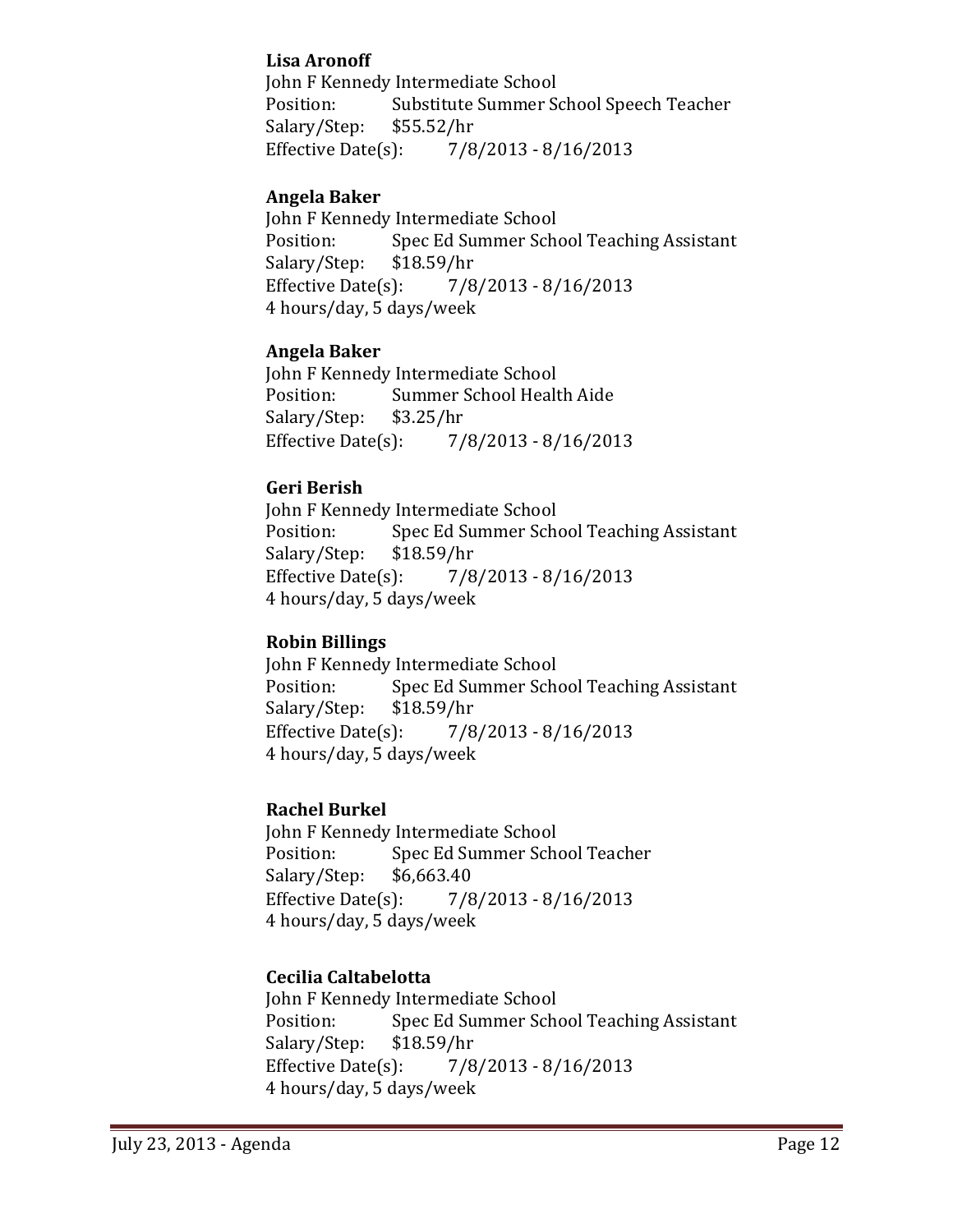**Lisa Aronoff**
John F Kennedy Intermediate School
Position: Substitute Summer School Speech Teacher
Salary/Step: $55.52/hr
Effective Date(s): 7/8/2013 - 8/16/2013

**Angela Baker**
John F Kennedy Intermediate School
Position: Spec Ed Summer School Teaching Assistant
Salary/Step: $18.59/hr
Effective Date(s): 7/8/2013 - 8/16/2013
4 hours/day, 5 days/week

**Angela Baker**
John F Kennedy Intermediate School
Position: Summer School Health Aide
Salary/Step: $3.25/hr
Effective Date(s): 7/8/2013 - 8/16/2013

**Geri Berish**
John F Kennedy Intermediate School
Position: Spec Ed Summer School Teaching Assistant
Salary/Step: $18.59/hr
Effective Date(s): 7/8/2013 - 8/16/2013
4 hours/day, 5 days/week

**Robin Billings**
John F Kennedy Intermediate School
Position: Spec Ed Summer School Teaching Assistant
Salary/Step: $18.59/hr
Effective Date(s): 7/8/2013 - 8/16/2013
4 hours/day, 5 days/week

**Rachel Burkel**
John F Kennedy Intermediate School
Position: Spec Ed Summer School Teacher
Salary/Step: $6,663.40
Effective Date(s): 7/8/2013 - 8/16/2013
4 hours/day, 5 days/week

**Cecilia Caltabelotta**
John F Kennedy Intermediate School
Position: Spec Ed Summer School Teaching Assistant
Salary/Step: $18.59/hr
Effective Date(s): 7/8/2013 - 8/16/2013
4 hours/day, 5 days/week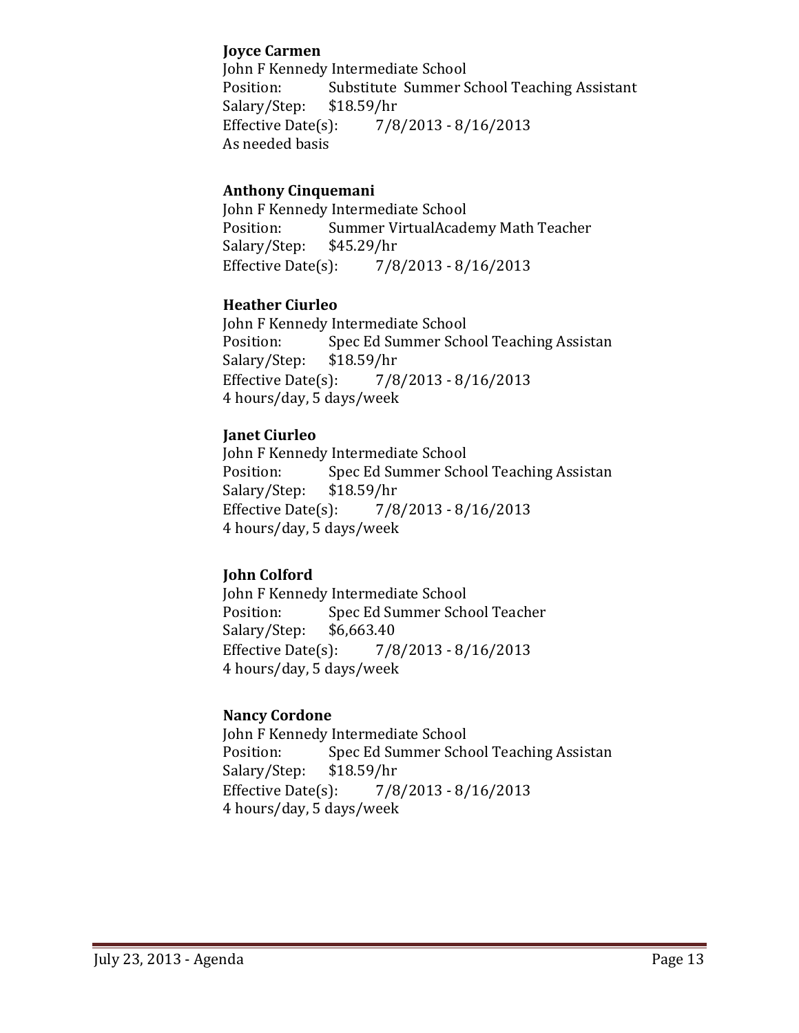**Joyce Carmen**
John F Kennedy Intermediate School
Position: Substitute Summer School Teaching Assistant
Salary/Step: $18.59/hr
Effective Date(s): 7/8/2013 - 8/16/2013
As needed basis

**Anthony Cinquemani**
John F Kennedy Intermediate School
Position: Summer VirtualAcademy Math Teacher
Salary/Step: $45.29/hr
Effective Date(s): 7/8/2013 - 8/16/2013

**Heather Ciurleo**
John F Kennedy Intermediate School
Position: Spec Ed Summer School Teaching Assistan
Salary/Step: $18.59/hr
Effective Date(s): 7/8/2013 - 8/16/2013
4 hours/day, 5 days/week

**Janet Ciurleo**
John F Kennedy Intermediate School
Position: Spec Ed Summer School Teaching Assistan
Salary/Step: $18.59/hr
Effective Date(s): 7/8/2013 - 8/16/2013
4 hours/day, 5 days/week

**John Colford**
John F Kennedy Intermediate School
Position: Spec Ed Summer School Teacher
Salary/Step: $6,663.40
Effective Date(s): 7/8/2013 - 8/16/2013
4 hours/day, 5 days/week

**Nancy Cordone**
John F Kennedy Intermediate School
Position: Spec Ed Summer School Teaching Assistan
Salary/Step: $18.59/hr
Effective Date(s): 7/8/2013 - 8/16/2013
4 hours/day, 5 days/week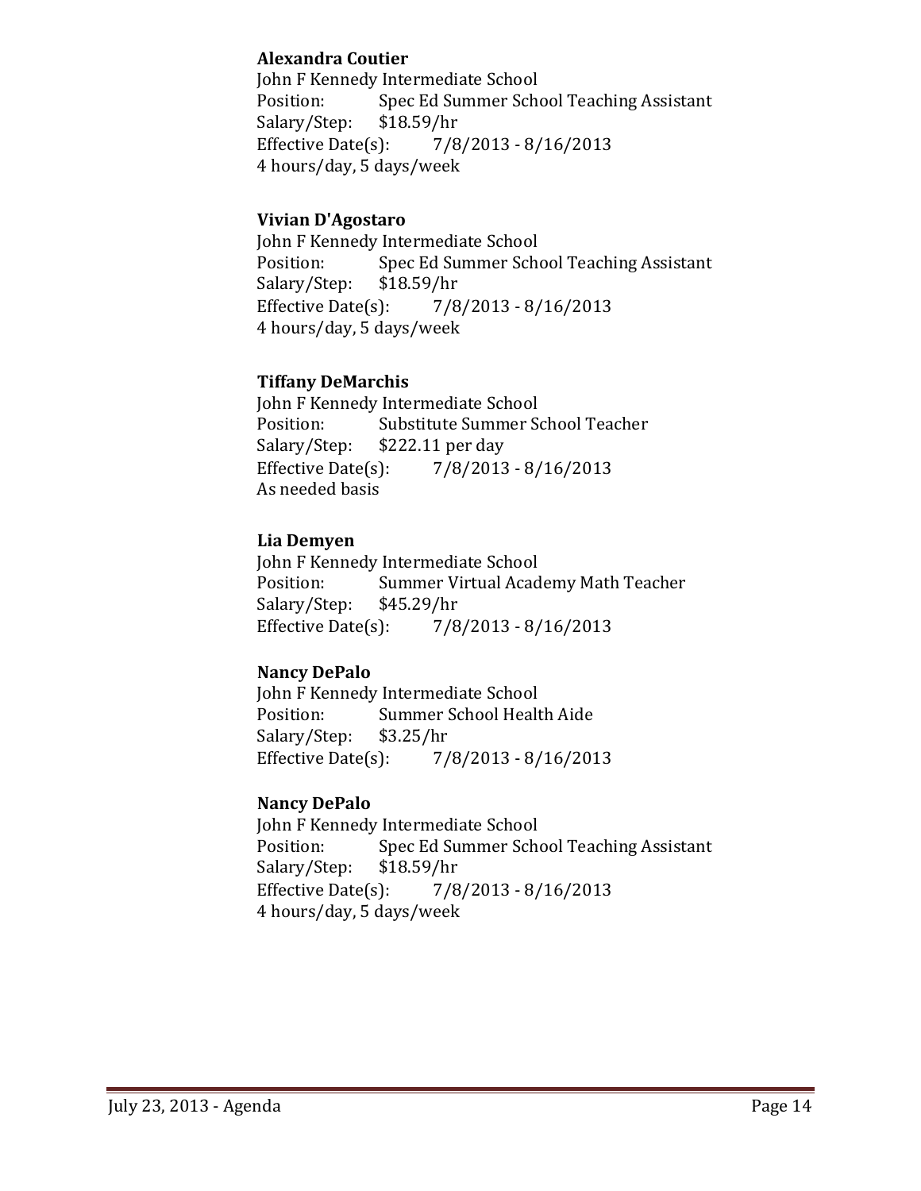**Alexandra Coutier**
John F Kennedy Intermediate School
Position: Spec Ed Summer School Teaching Assistant
Salary/Step: $18.59/hr
Effective Date(s): 7/8/2013 - 8/16/2013
4 hours/day, 5 days/week

**Vivian D'Agostaro**
John F Kennedy Intermediate School
Position: Spec Ed Summer School Teaching Assistant
Salary/Step: $18.59/hr
Effective Date(s): 7/8/2013 - 8/16/2013
4 hours/day, 5 days/week

**Tiffany DeMarchis**
John F Kennedy Intermediate School
Position: Substitute Summer School Teacher
Salary/Step: $222.11 per day
Effective Date(s): 7/8/2013 - 8/16/2013
As needed basis

**Lia Demyen**
John F Kennedy Intermediate School
Position: Summer Virtual Academy Math Teacher
Salary/Step: $45.29/hr
Effective Date(s): 7/8/2013 - 8/16/2013

**Nancy DePalo**
John F Kennedy Intermediate School
Position: Summer School Health Aide
Salary/Step: $3.25/hr
Effective Date(s): 7/8/2013 - 8/16/2013

**Nancy DePalo**
John F Kennedy Intermediate School
Position: Spec Ed Summer School Teaching Assistant
Salary/Step: $18.59/hr
Effective Date(s): 7/8/2013 - 8/16/2013
4 hours/day, 5 days/week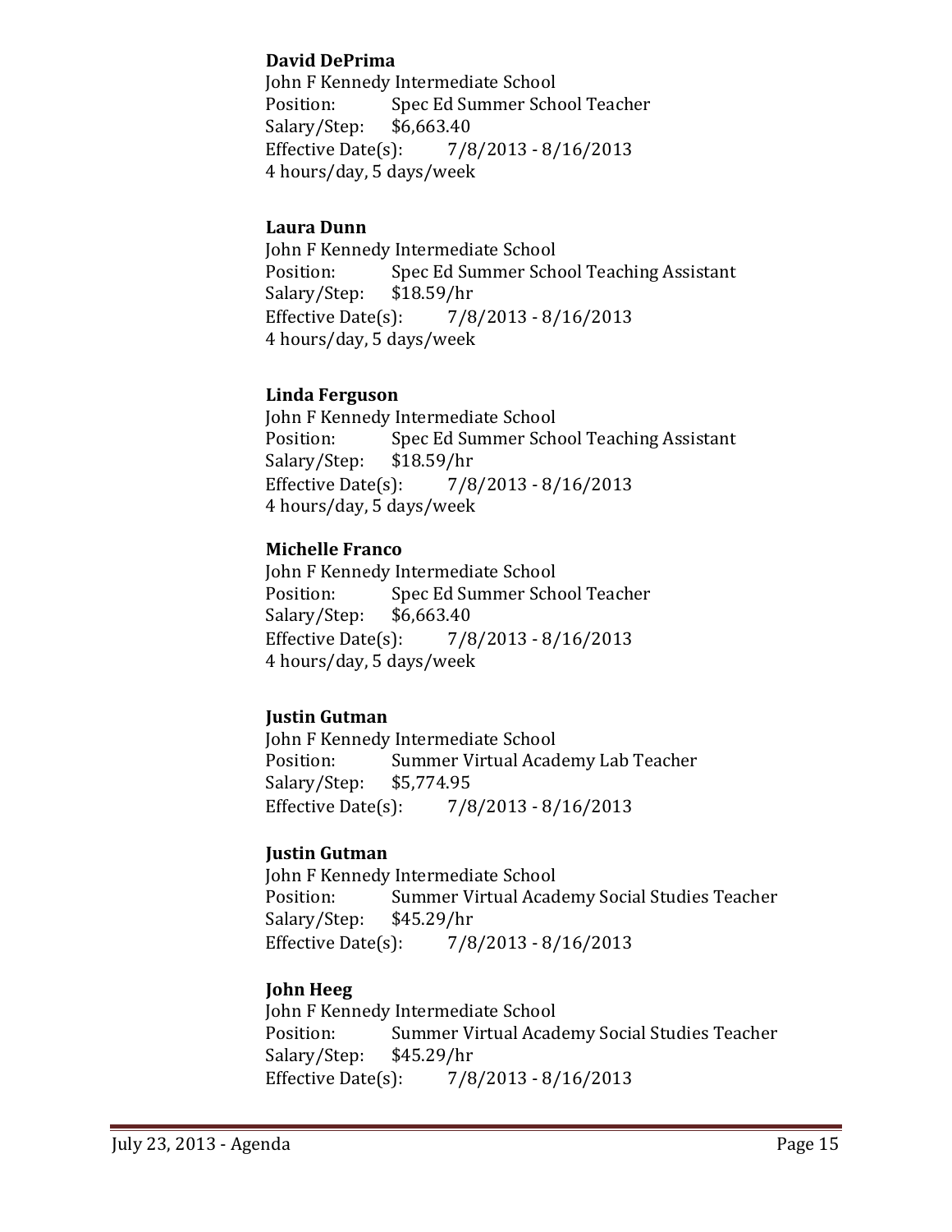**David DePrima**
John F Kennedy Intermediate School
Position: Spec Ed Summer School Teacher
Salary/Step: $6,663.40
Effective Date(s): 7/8/2013 - 8/16/2013
4 hours/day, 5 days/week

**Laura Dunn**
John F Kennedy Intermediate School
Position: Spec Ed Summer School Teaching Assistant
Salary/Step: $18.59/hr
Effective Date(s): 7/8/2013 - 8/16/2013
4 hours/day, 5 days/week

**Linda Ferguson**
John F Kennedy Intermediate School
Position: Spec Ed Summer School Teaching Assistant
Salary/Step: $18.59/hr
Effective Date(s): 7/8/2013 - 8/16/2013
4 hours/day, 5 days/week

**Michelle Franco**
John F Kennedy Intermediate School
Position: Spec Ed Summer School Teacher
Salary/Step: $6,663.40
Effective Date(s): 7/8/2013 - 8/16/2013
4 hours/day, 5 days/week

**Justin Gutman**
John F Kennedy Intermediate School
Position: Summer Virtual Academy Lab Teacher
Salary/Step: $5,774.95
Effective Date(s): 7/8/2013 - 8/16/2013

**Justin Gutman**
John F Kennedy Intermediate School
Position: Summer Virtual Academy Social Studies Teacher
Salary/Step: $45.29/hr
Effective Date(s): 7/8/2013 - 8/16/2013

**John Heeg**
John F Kennedy Intermediate School
Position: Summer Virtual Academy Social Studies Teacher
Salary/Step: $45.29/hr
Effective Date(s): 7/8/2013 - 8/16/2013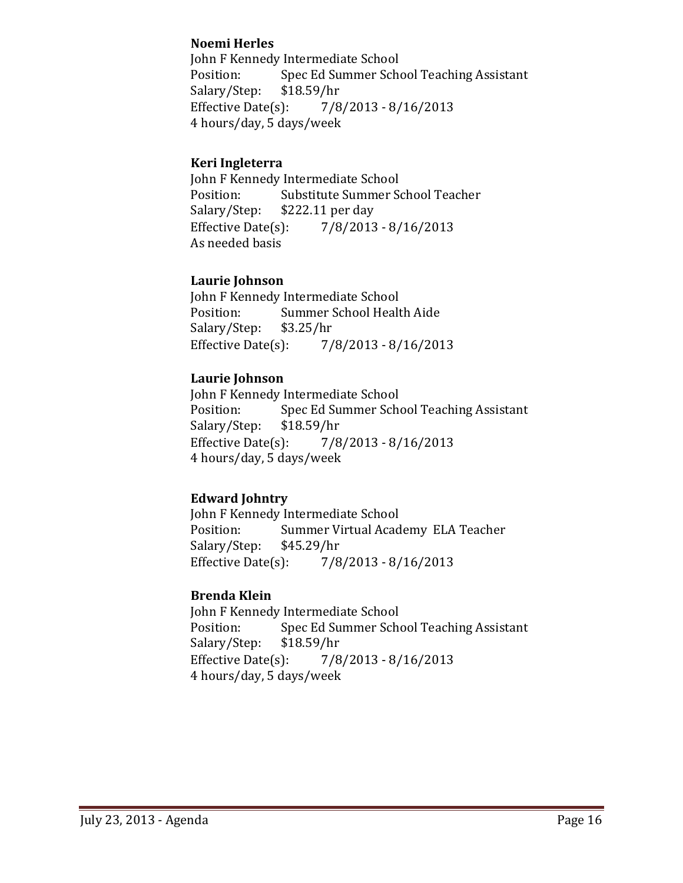**Noemi Herles**
John F Kennedy Intermediate School
Position: Spec Ed Summer School Teaching Assistant
Salary/Step: $18.59/hr
Effective Date(s): 7/8/2013 - 8/16/2013
4 hours/day, 5 days/week

**Keri Ingleterra**
John F Kennedy Intermediate School
Position: Substitute Summer School Teacher
Salary/Step: $222.11 per day
Effective Date(s): 7/8/2013 - 8/16/2013
As needed basis

**Laurie Johnson**
John F Kennedy Intermediate School
Position: Summer School Health Aide
Salary/Step: $3.25/hr
Effective Date(s): 7/8/2013 - 8/16/2013

**Laurie Johnson**
John F Kennedy Intermediate School
Position: Spec Ed Summer School Teaching Assistant
Salary/Step: $18.59/hr
Effective Date(s): 7/8/2013 - 8/16/2013
4 hours/day, 5 days/week

**Edward Johntry**
John F Kennedy Intermediate School
Position: Summer Virtual Academy ELA Teacher
Salary/Step: $45.29/hr
Effective Date(s): 7/8/2013 - 8/16/2013

**Brenda Klein**
John F Kennedy Intermediate School
Position: Spec Ed Summer School Teaching Assistant
Salary/Step: $18.59/hr
Effective Date(s): 7/8/2013 - 8/16/2013
4 hours/day, 5 days/week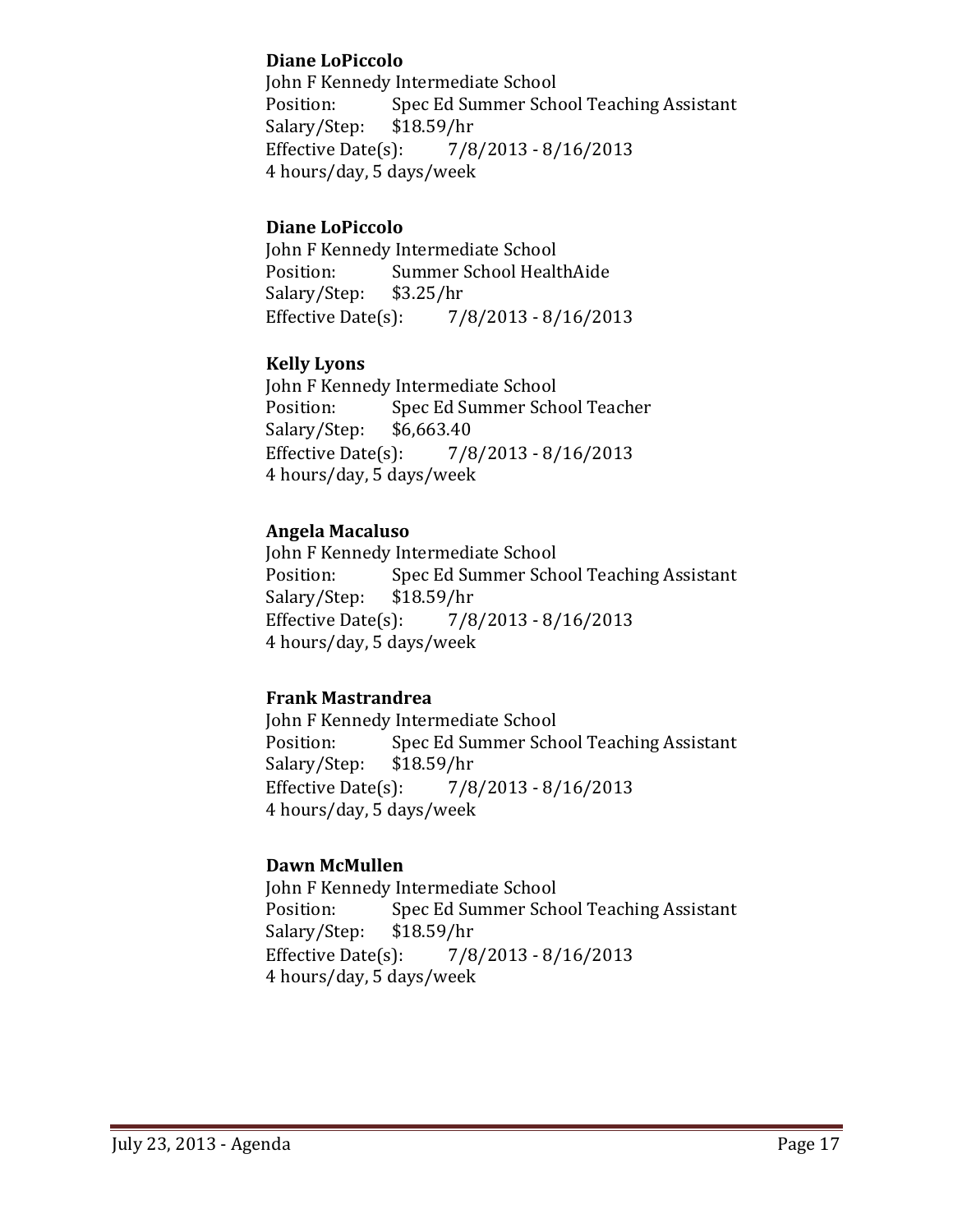**Diane LoPiccolo**
John F Kennedy Intermediate School
Position: Spec Ed Summer School Teaching Assistant
Salary/Step: $18.59/hr
Effective Date(s): 7/8/2013 - 8/16/2013
4 hours/day, 5 days/week

**Diane LoPiccolo**
John F Kennedy Intermediate School
Position: Summer School HealthAide
Salary/Step: $3.25/hr
Effective Date(s): 7/8/2013 - 8/16/2013

**Kelly Lyons**
John F Kennedy Intermediate School
Position: Spec Ed Summer School Teacher
Salary/Step: $6,663.40
Effective Date(s): 7/8/2013 - 8/16/2013
4 hours/day, 5 days/week

**Angela Macaluso**
John F Kennedy Intermediate School
Position: Spec Ed Summer School Teaching Assistant
Salary/Step: $18.59/hr
Effective Date(s): 7/8/2013 - 8/16/2013
4 hours/day, 5 days/week

**Frank Mastrandrea**
John F Kennedy Intermediate School
Position: Spec Ed Summer School Teaching Assistant
Salary/Step: $18.59/hr
Effective Date(s): 7/8/2013 - 8/16/2013
4 hours/day, 5 days/week

**Dawn McMullen**
John F Kennedy Intermediate School
Position: Spec Ed Summer School Teaching Assistant
Salary/Step: $18.59/hr
Effective Date(s): 7/8/2013 - 8/16/2013
4 hours/day, 5 days/week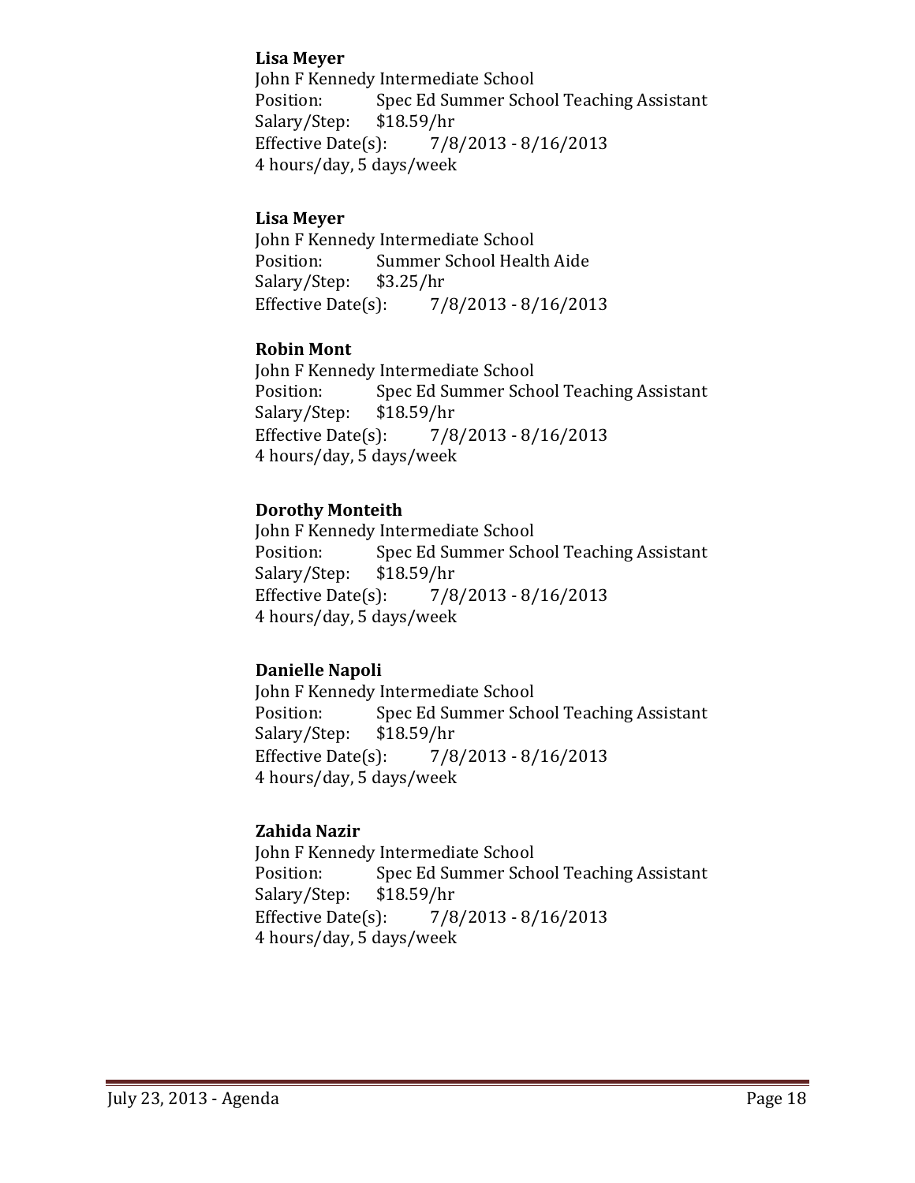**Lisa Meyer**
John F Kennedy Intermediate School
Position: Spec Ed Summer School Teaching Assistant
Salary/Step: $18.59/hr
Effective Date(s): 7/8/2013 - 8/16/2013
4 hours/day, 5 days/week

**Lisa Meyer**
John F Kennedy Intermediate School
Position: Summer School Health Aide
Salary/Step: $3.25/hr
Effective Date(s): 7/8/2013 - 8/16/2013

**Robin Mont**
John F Kennedy Intermediate School
Position: Spec Ed Summer School Teaching Assistant
Salary/Step: $18.59/hr
Effective Date(s): 7/8/2013 - 8/16/2013
4 hours/day, 5 days/week

**Dorothy Monteith**
John F Kennedy Intermediate School
Position: Spec Ed Summer School Teaching Assistant
Salary/Step: $18.59/hr
Effective Date(s): 7/8/2013 - 8/16/2013
4 hours/day, 5 days/week

**Danielle Napoli**
John F Kennedy Intermediate School
Position: Spec Ed Summer School Teaching Assistant
Salary/Step: $18.59/hr
Effective Date(s): 7/8/2013 - 8/16/2013
4 hours/day, 5 days/week

**Zahida Nazir**
John F Kennedy Intermediate School
Position: Spec Ed Summer School Teaching Assistant
Salary/Step: $18.59/hr
Effective Date(s): 7/8/2013 - 8/16/2013
4 hours/day, 5 days/week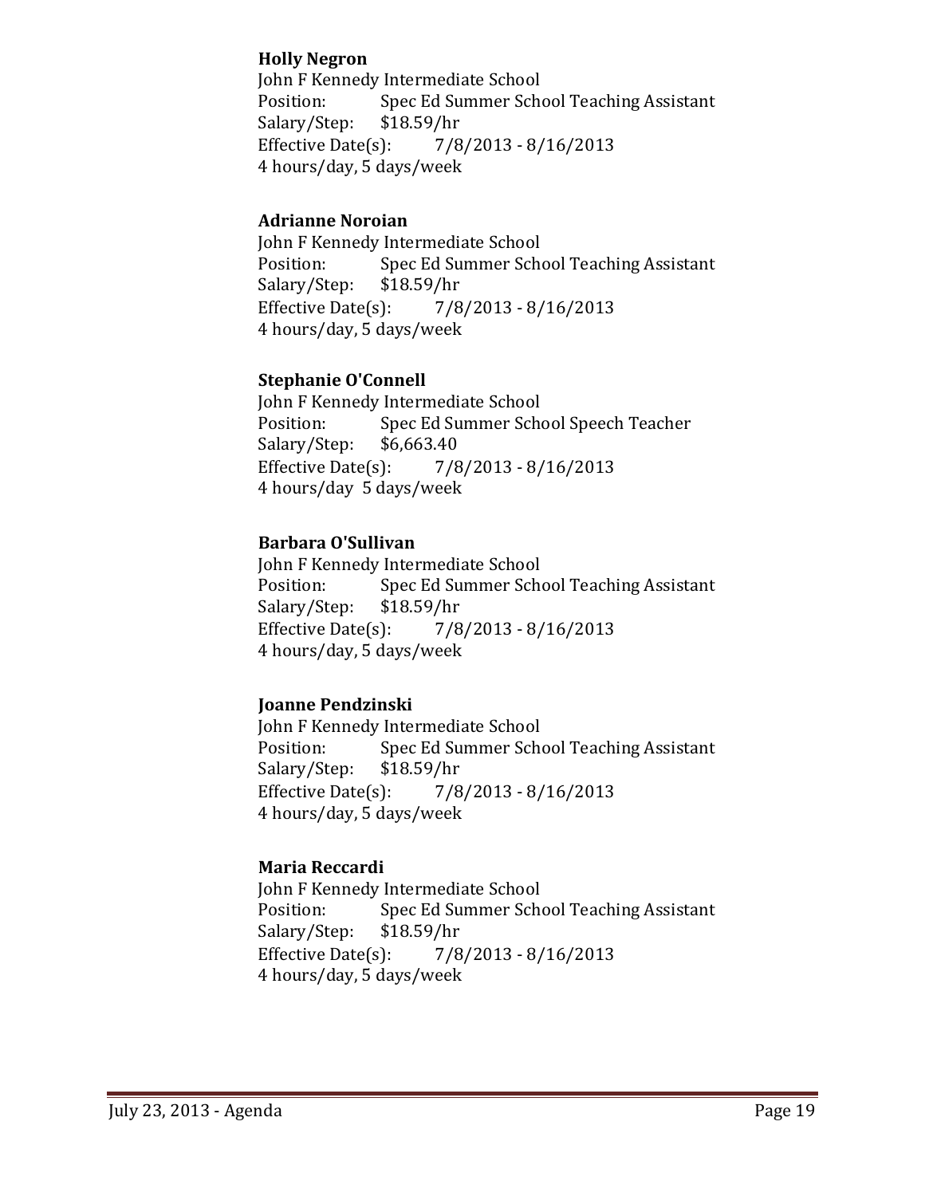**Holly Negron**
John F Kennedy Intermediate School
Position: Spec Ed Summer School Teaching Assistant
Salary/Step: $18.59/hr
Effective Date(s): 7/8/2013 - 8/16/2013
4 hours/day, 5 days/week

**Adrianne Noroian**
John F Kennedy Intermediate School
Position: Spec Ed Summer School Teaching Assistant
Salary/Step: $18.59/hr
Effective Date(s): 7/8/2013 - 8/16/2013
4 hours/day, 5 days/week

**Stephanie O'Connell**
John F Kennedy Intermediate School
Position: Spec Ed Summer School Speech Teacher
Salary/Step: $6,663.40
Effective Date(s): 7/8/2013 - 8/16/2013
4 hours/day 5 days/week

**Barbara O'Sullivan**
John F Kennedy Intermediate School
Position: Spec Ed Summer School Teaching Assistant
Salary/Step: $18.59/hr
Effective Date(s): 7/8/2013 - 8/16/2013
4 hours/day, 5 days/week

**Joanne Pendzinski**
John F Kennedy Intermediate School
Position: Spec Ed Summer School Teaching Assistant
Salary/Step: $18.59/hr
Effective Date(s): 7/8/2013 - 8/16/2013
4 hours/day, 5 days/week

**Maria Reccardi**
John F Kennedy Intermediate School
Position: Spec Ed Summer School Teaching Assistant
Salary/Step: $18.59/hr
Effective Date(s): 7/8/2013 - 8/16/2013
4 hours/day, 5 days/week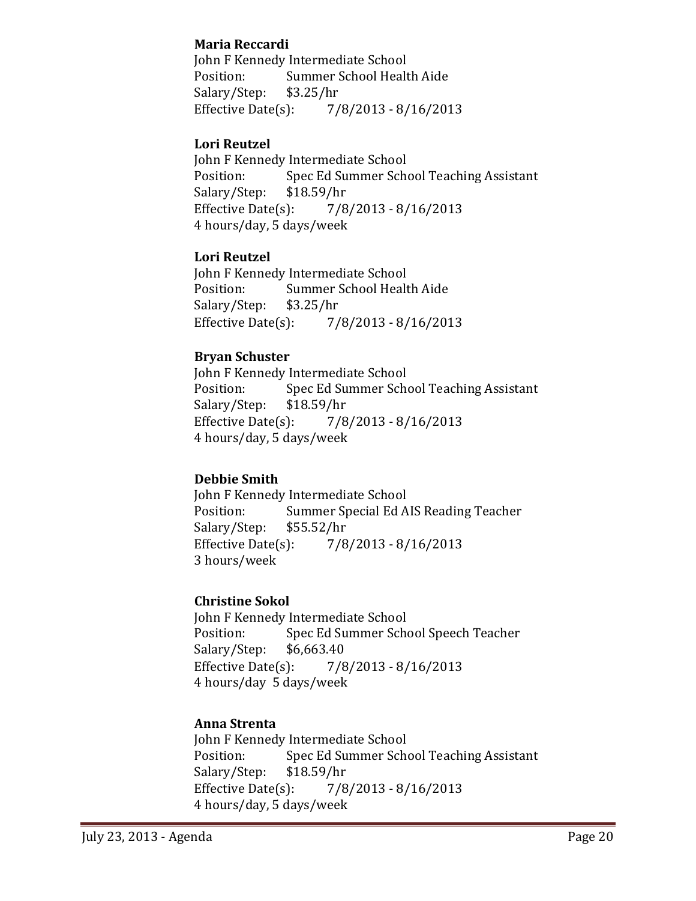**Maria Reccardi**
John F Kennedy Intermediate School
Position: Summer School Health Aide
Salary/Step: $3.25/hr
Effective Date(s): 7/8/2013 - 8/16/2013

**Lori Reutzel**
John F Kennedy Intermediate School
Position: Spec Ed Summer School Teaching Assistant
Salary/Step: $18.59/hr
Effective Date(s): 7/8/2013 - 8/16/2013
4 hours/day, 5 days/week

**Lori Reutzel**
John F Kennedy Intermediate School
Position: Summer School Health Aide
Salary/Step: $3.25/hr
Effective Date(s): 7/8/2013 - 8/16/2013

**Bryan Schuster**
John F Kennedy Intermediate School
Position: Spec Ed Summer School Teaching Assistant
Salary/Step: $18.59/hr
Effective Date(s): 7/8/2013 - 8/16/2013
4 hours/day, 5 days/week

**Debbie Smith**
John F Kennedy Intermediate School
Position: Summer Special Ed AIS Reading Teacher
Salary/Step: $55.52/hr
Effective Date(s): 7/8/2013 - 8/16/2013
3 hours/week

**Christine Sokol**
John F Kennedy Intermediate School
Position: Spec Ed Summer School Speech Teacher
Salary/Step: $6,663.40
Effective Date(s): 7/8/2013 - 8/16/2013
4 hours/day 5 days/week

**Anna Strenta**
John F Kennedy Intermediate School
Position: Spec Ed Summer School Teaching Assistant
Salary/Step: $18.59/hr
Effective Date(s): 7/8/2013 - 8/16/2013
4 hours/day, 5 days/week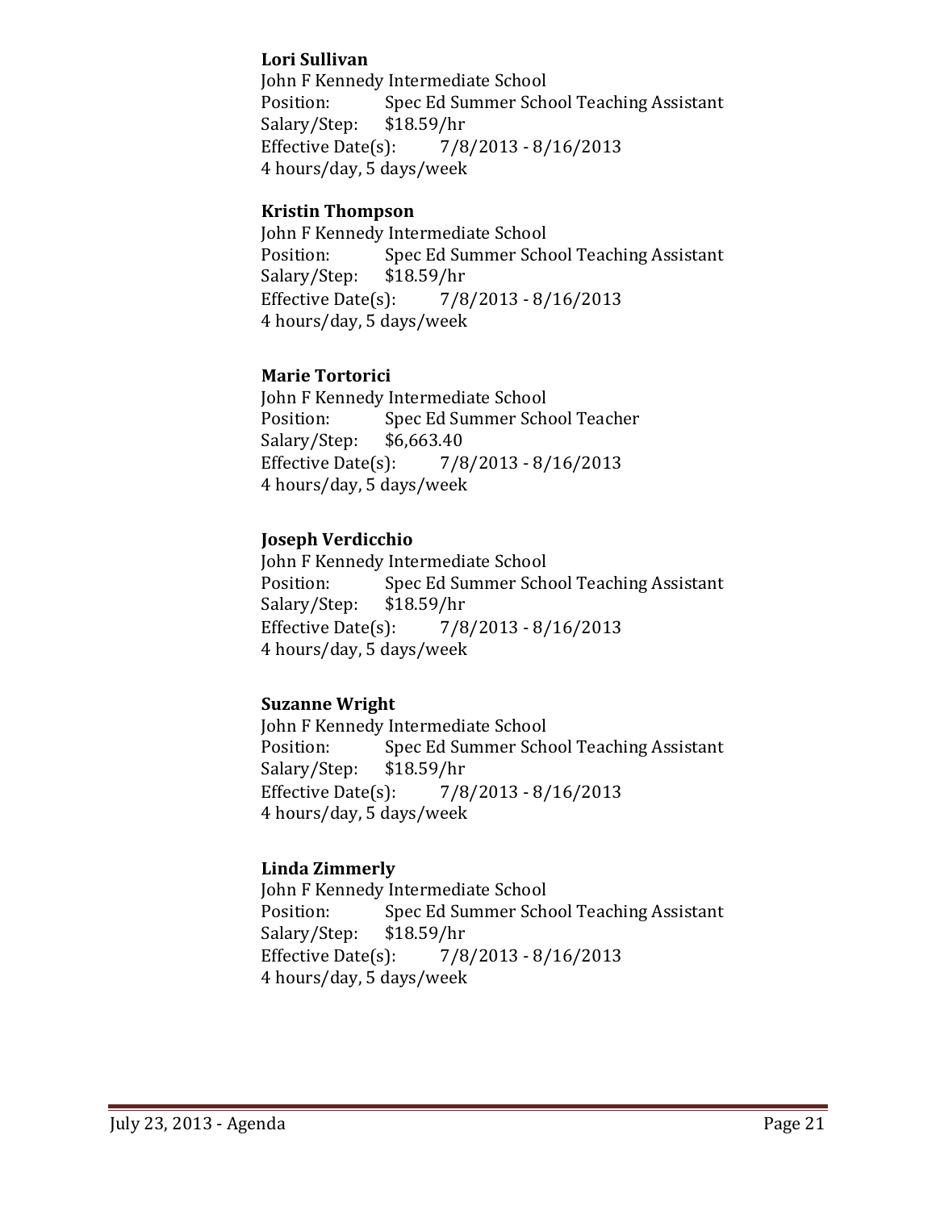**Lori Sullivan**
John F Kennedy Intermediate School
Position: Spec Ed Summer School Teaching Assistant
Salary/Step: $18.59/hr
Effective Date(s): 7/8/2013 - 8/16/2013
4 hours/day, 5 days/week

**Kristin Thompson**
John F Kennedy Intermediate School
Position: Spec Ed Summer School Teaching Assistant
Salary/Step: $18.59/hr
Effective Date(s): 7/8/2013 - 8/16/2013
4 hours/day, 5 days/week

**Marie Tortorici**
John F Kennedy Intermediate School
Position: Spec Ed Summer School Teacher
Salary/Step: $6,663.40
Effective Date(s): 7/8/2013 - 8/16/2013
4 hours/day, 5 days/week

**Joseph Verdicchio**
John F Kennedy Intermediate School
Position: Spec Ed Summer School Teaching Assistant
Salary/Step: $18.59/hr
Effective Date(s): 7/8/2013 - 8/16/2013
4 hours/day, 5 days/week

**Suzanne Wright**
John F Kennedy Intermediate School
Position: Spec Ed Summer School Teaching Assistant
Salary/Step: $18.59/hr
Effective Date(s): 7/8/2013 - 8/16/2013
4 hours/day, 5 days/week

**Linda Zimmerly**
John F Kennedy Intermediate School
Position: Spec Ed Summer School Teaching Assistant
Salary/Step: $18.59/hr
Effective Date(s): 7/8/2013 - 8/16/2013
4 hours/day, 5 days/week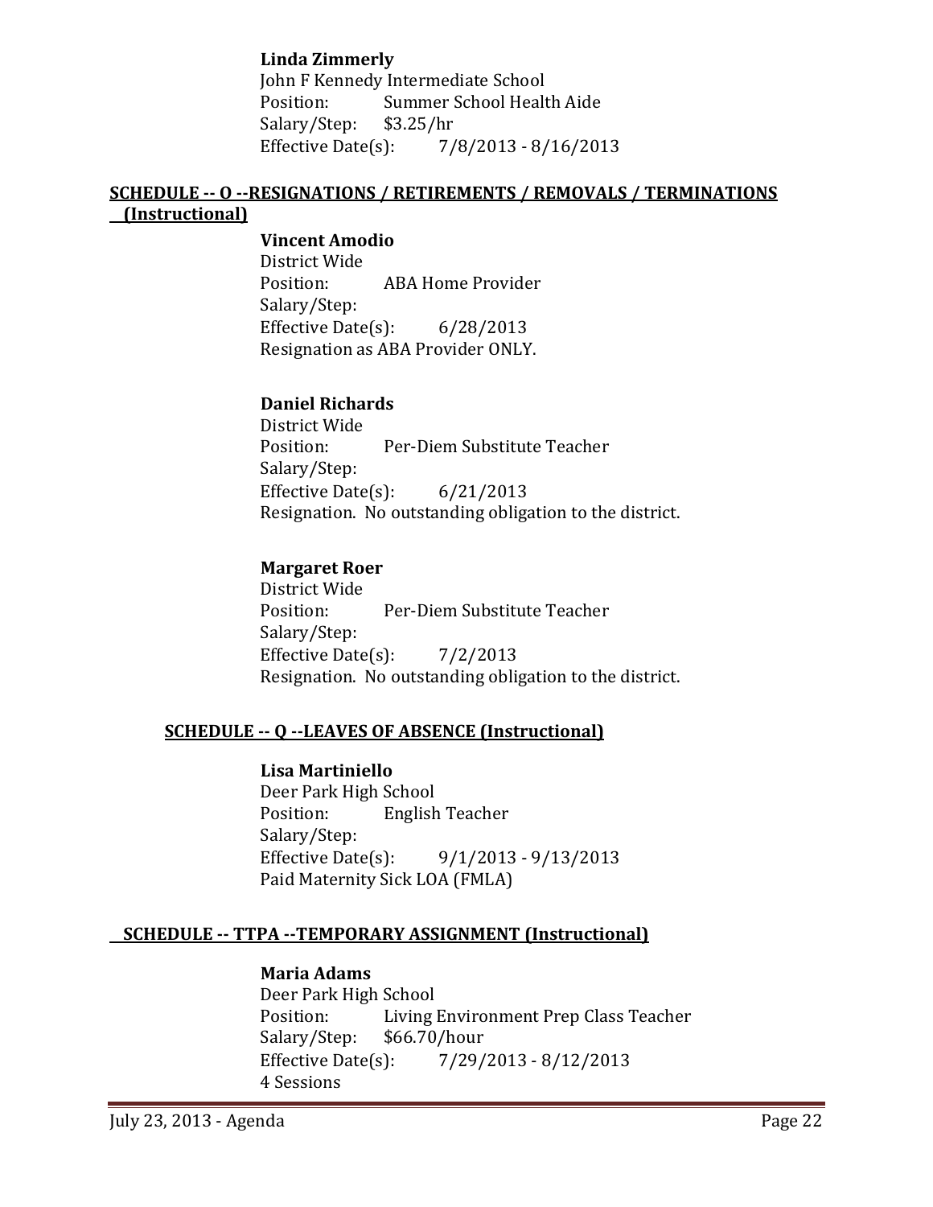**Linda Zimmerly**
John F Kennedy Intermediate School
Position: Summer School Health Aide
Salary/Step: $3.25/hr
Effective Date(s): 7/8/2013 - 8/16/2013

## SCHEDULE -- O --RESIGNATIONS / RETIREMENTS / REMOVALS / TERMINATIONS (Instructional)

**Vincent Amodio**
District Wide
Position: ABA Home Provider
Salary/Step:
Effective Date(s): 6/28/2013
Resignation as ABA Provider ONLY.

**Daniel Richards**
District Wide
Position: Per-Diem Substitute Teacher
Salary/Step:
Effective Date(s): 6/21/2013
Resignation. No outstanding obligation to the district.

**Margaret Roer**
District Wide
Position: Per-Diem Substitute Teacher
Salary/Step:
Effective Date(s): 7/2/2013
Resignation. No outstanding obligation to the district.

## SCHEDULE -- Q --LEAVES OF ABSENCE (Instructional)

**Lisa Martiniello**
Deer Park High School
Position: English Teacher
Salary/Step:
Effective Date(s): 9/1/2013 - 9/13/2013
Paid Maternity Sick LOA (FMLA)

## SCHEDULE -- TTPA --TEMPORARY ASSIGNMENT (Instructional)

**Maria Adams**
Deer Park High School
Position: Living Environment Prep Class Teacher
Salary/Step: $66.70/hour
Effective Date(s): 7/29/2013 - 8/12/2013
4 Sessions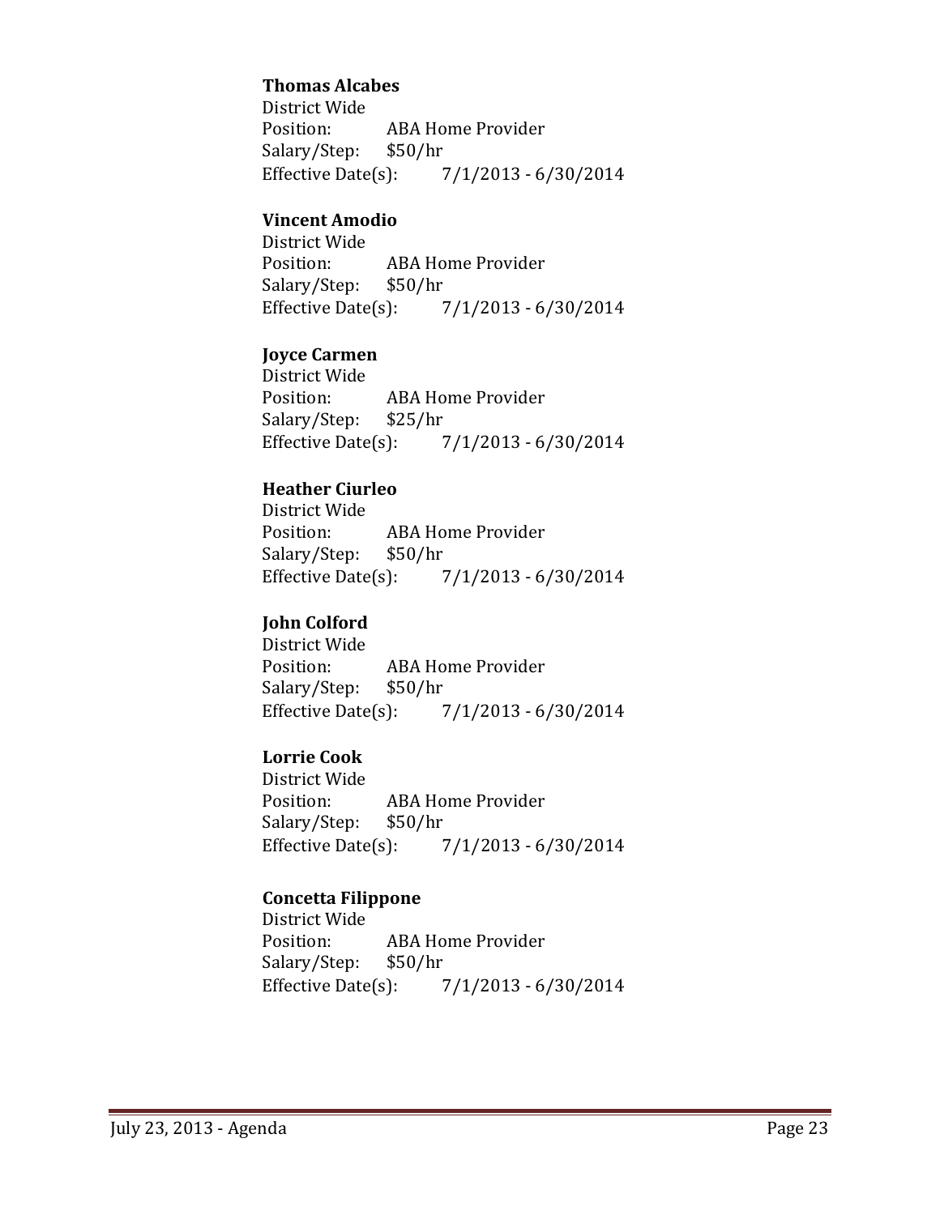**Thomas Alcabes**
District Wide
Position: ABA Home Provider
Salary/Step: $50/hr
Effective Date(s): 7/1/2013 - 6/30/2014

**Vincent Amodio**
District Wide
Position: ABA Home Provider
Salary/Step: $50/hr
Effective Date(s): 7/1/2013 - 6/30/2014

**Joyce Carmen**
District Wide
Position: ABA Home Provider
Salary/Step: $25/hr
Effective Date(s): 7/1/2013 - 6/30/2014

**Heather Ciurleo**
District Wide
Position: ABA Home Provider
Salary/Step: $50/hr
Effective Date(s): 7/1/2013 - 6/30/2014

**John Colford**
District Wide
Position: ABA Home Provider
Salary/Step: $50/hr
Effective Date(s): 7/1/2013 - 6/30/2014

**Lorrie Cook**
District Wide
Position: ABA Home Provider
Salary/Step: $50/hr
Effective Date(s): 7/1/2013 - 6/30/2014

**Concetta Filippone**
District Wide
Position: ABA Home Provider
Salary/Step: $50/hr
Effective Date(s): 7/1/2013 - 6/30/2014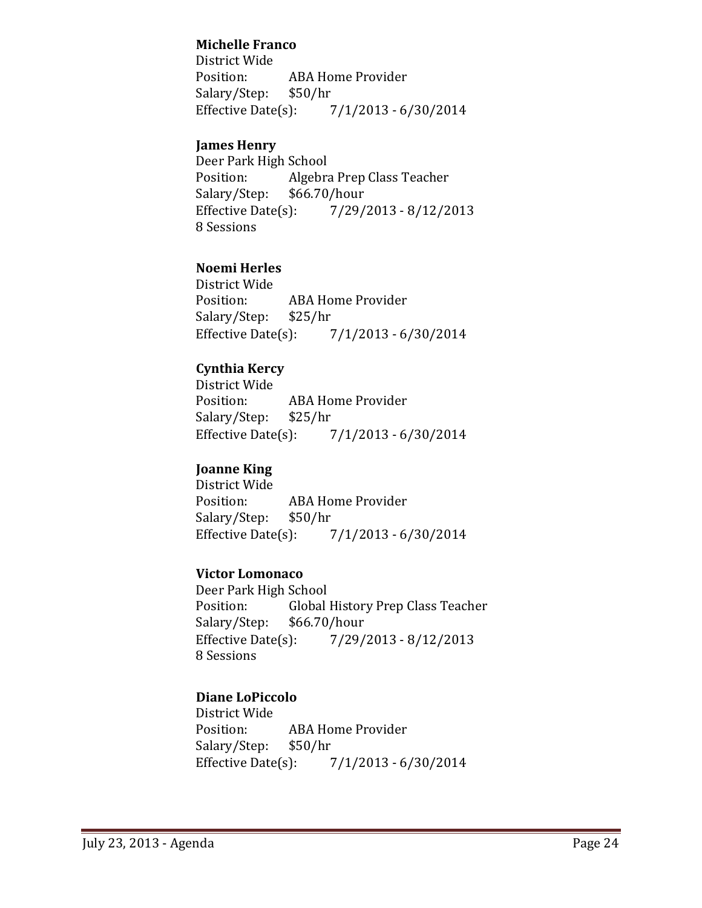**Michelle Franco**
District Wide
Position: ABA Home Provider
Salary/Step: $50/hr
Effective Date(s): 7/1/2013 - 6/30/2014

**James Henry**
Deer Park High School
Position: Algebra Prep Class Teacher
Salary/Step: $66.70/hour
Effective Date(s): 7/29/2013 - 8/12/2013
8 Sessions

**Noemi Herles**
District Wide
Position: ABA Home Provider
Salary/Step: $25/hr
Effective Date(s): 7/1/2013 - 6/30/2014

**Cynthia Kercy**
District Wide
Position: ABA Home Provider
Salary/Step: $25/hr
Effective Date(s): 7/1/2013 - 6/30/2014

**Joanne King**
District Wide
Position: ABA Home Provider
Salary/Step: $50/hr
Effective Date(s): 7/1/2013 - 6/30/2014

**Victor Lomonaco**
Deer Park High School
Position: Global History Prep Class Teacher
Salary/Step: $66.70/hour
Effective Date(s): 7/29/2013 - 8/12/2013
8 Sessions

**Diane LoPiccolo**
District Wide
Position: ABA Home Provider
Salary/Step: $50/hr
Effective Date(s): 7/1/2013 - 6/30/2014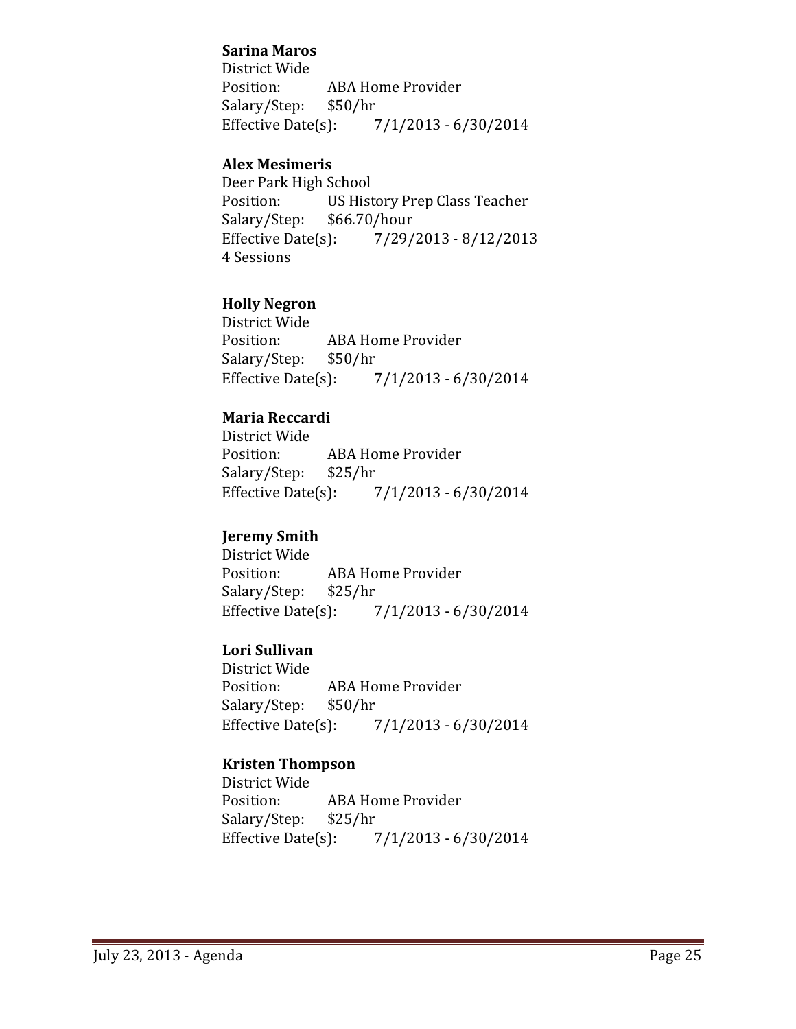**Sarina Maros**
District Wide
Position: ABA Home Provider
Salary/Step: $50/hr
Effective Date(s): 7/1/2013 - 6/30/2014

**Alex Mesimeris**
Deer Park High School
Position: US History Prep Class Teacher
Salary/Step: $66.70/hour
Effective Date(s): 7/29/2013 - 8/12/2013
4 Sessions

**Holly Negron**
District Wide
Position: ABA Home Provider
Salary/Step: $50/hr
Effective Date(s): 7/1/2013 - 6/30/2014

**Maria Reccardi**
District Wide
Position: ABA Home Provider
Salary/Step: $25/hr
Effective Date(s): 7/1/2013 - 6/30/2014

**Jeremy Smith**
District Wide
Position: ABA Home Provider
Salary/Step: $25/hr
Effective Date(s): 7/1/2013 - 6/30/2014

**Lori Sullivan**
District Wide
Position: ABA Home Provider
Salary/Step: $50/hr
Effective Date(s): 7/1/2013 - 6/30/2014

**Kristen Thompson**
District Wide
Position: ABA Home Provider
Salary/Step: $25/hr
Effective Date(s): 7/1/2013 - 6/30/2014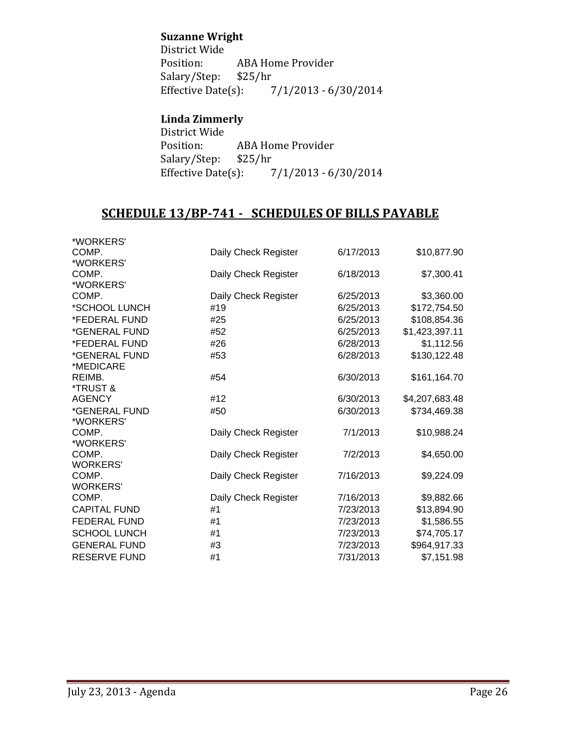**Suzanne Wright**
District Wide
Position: ABA Home Provider
Salary/Step: $25/hr
Effective Date(s): 7/1/2013 - 6/30/2014

**Linda Zimmerly**
District Wide
Position: ABA Home Provider
Salary/Step: $25/hr
Effective Date(s): 7/1/2013 - 6/30/2014

## SCHEDULE 13/BP-741 - SCHEDULES OF BILLS PAYABLE

| | | | |
|---|---|---|---|
| *WORKERS' COMP. | Daily Check Register | 6/17/2013 | $10,877.90 |
| *WORKERS' COMP. | Daily Check Register | 6/18/2013 | $7,300.41 |
| *WORKERS' COMP. | Daily Check Register | 6/25/2013 | $3,360.00 |
| *SCHOOL LUNCH | #19 | 6/25/2013 | $172,754.50 |
| *FEDERAL FUND | #25 | 6/25/2013 | $108,854.36 |
| *GENERAL FUND | #52 | 6/25/2013 | $1,423,397.11 |
| *FEDERAL FUND | #26 | 6/28/2013 | $1,112.56 |
| *GENERAL FUND | #53 | 6/28/2013 | $130,122.48 |
| *MEDICARE REIMB. | #54 | 6/30/2013 | $161,164.70 |
| *TRUST & AGENCY | #12 | 6/30/2013 | $4,207,683.48 |
| *GENERAL FUND | #50 | 6/30/2013 | $734,469.38 |
| *WORKERS' COMP. | Daily Check Register | 7/1/2013 | $10,988.24 |
| *WORKERS' COMP. | Daily Check Register | 7/2/2013 | $4,650.00 |
| WORKERS' COMP. | Daily Check Register | 7/16/2013 | $9,224.09 |
| WORKERS' COMP. | Daily Check Register | 7/16/2013 | $9,882.66 |
| CAPITAL FUND | #1 | 7/23/2013 | $13,894.90 |
| FEDERAL FUND | #1 | 7/23/2013 | $1,586.55 |
| SCHOOL LUNCH | #1 | 7/23/2013 | $74,705.17 |
| GENERAL FUND | #3 | 7/23/2013 | $964,917.33 |
| RESERVE FUND | #1 | 7/31/2013 | $7,151.98 |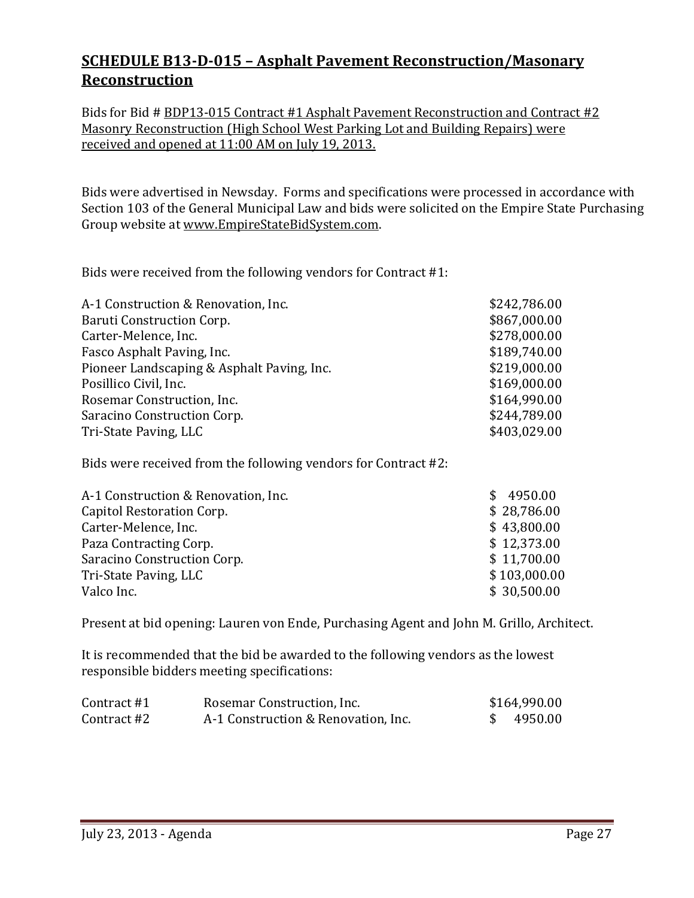## SCHEDULE B13-D-015 – Asphalt Pavement Reconstruction/Masonary Reconstruction

Bids for Bid # BDP13-015 Contract #1 Asphalt Pavement Reconstruction and Contract #2 Masonry Reconstruction (High School West Parking Lot and Building Repairs) were received and opened at 11:00 AM on July 19, 2013.

Bids were advertised in Newsday. Forms and specifications were processed in accordance with Section 103 of the General Municipal Law and bids were solicited on the Empire State Purchasing Group website at www.EmpireStateBidSystem.com.

Bids were received from the following vendors for Contract #1:

| | |
|---|---|
| A-1 Construction & Renovation, Inc. | $242,786.00 |
| Baruti Construction Corp. | $867,000.00 |
| Carter-Melence, Inc. | $278,000.00 |
| Fasco Asphalt Paving, Inc. | $189,740.00 |
| Pioneer Landscaping & Asphalt Paving, Inc. | $219,000.00 |
| Posillico Civil, Inc. | $169,000.00 |
| Rosemar Construction, Inc. | $164,990.00 |
| Saracino Construction Corp. | $244,789.00 |
| Tri-State Paving, LLC | $403,029.00 |

Bids were received from the following vendors for Contract #2:

| | |
|---|---|
| A-1 Construction & Renovation, Inc. | $ 4950.00 |
| Capitol Restoration Corp. | $ 28,786.00 |
| Carter-Melence, Inc. | $ 43,800.00 |
| Paza Contracting Corp. | $ 12,373.00 |
| Saracino Construction Corp. | $ 11,700.00 |
| Tri-State Paving, LLC | $ 103,000.00 |
| Valco Inc. | $ 30,500.00 |

Present at bid opening: Lauren von Ende, Purchasing Agent and John M. Grillo, Architect.

It is recommended that the bid be awarded to the following vendors as the lowest responsible bidders meeting specifications:

| | | |
|---|---|---|
| Contract #1 | Rosemar Construction, Inc. | $164,990.00 |
| Contract #2 | A-1 Construction & Renovation, Inc. | $ 4950.00 |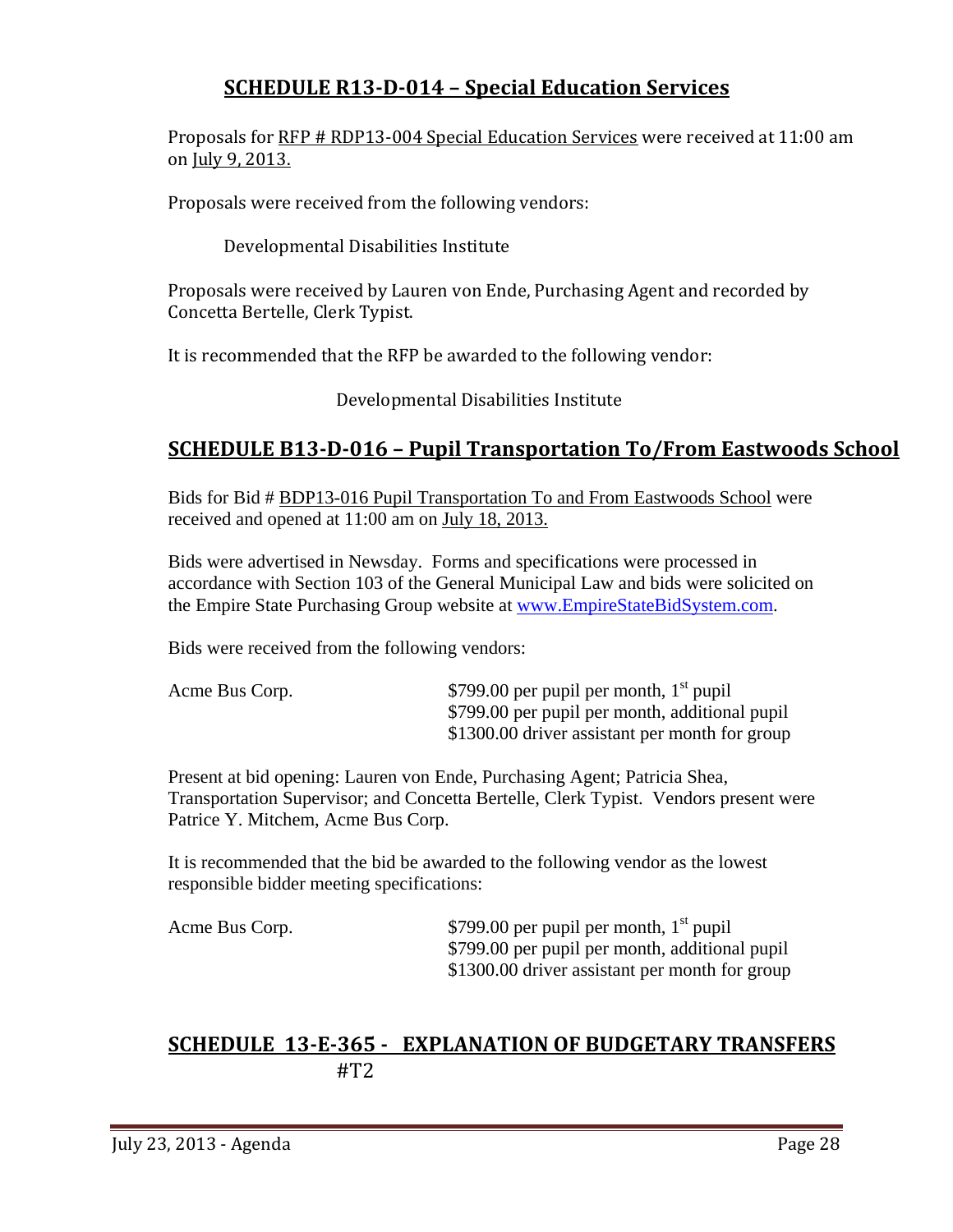## SCHEDULE R13-D-014 – Special Education Services

Proposals for RFP # RDP13-004 Special Education Services were received at 11:00 am on July 9, 2013.

Proposals were received from the following vendors:

Developmental Disabilities Institute

Proposals were received by Lauren von Ende, Purchasing Agent and recorded by Concetta Bertelle, Clerk Typist.

It is recommended that the RFP be awarded to the following vendor:

Developmental Disabilities Institute

## SCHEDULE B13-D-016 – Pupil Transportation To/From Eastwoods School

Bids for Bid # BDP13-016 Pupil Transportation To and From Eastwoods School were received and opened at 11:00 am on July 18, 2013.

Bids were advertised in Newsday. Forms and specifications were processed in accordance with Section 103 of the General Municipal Law and bids were solicited on the Empire State Purchasing Group website at www.EmpireStateBidSystem.com.

Bids were received from the following vendors:

| | |
|---|---|
| Acme Bus Corp. | $799.00 per pupil per month, 1st pupil<br>$799.00 per pupil per month, additional pupil<br>$1300.00 driver assistant per month for group |

Present at bid opening: Lauren von Ende, Purchasing Agent; Patricia Shea, Transportation Supervisor; and Concetta Bertelle, Clerk Typist. Vendors present were Patrice Y. Mitchem, Acme Bus Corp.

It is recommended that the bid be awarded to the following vendor as the lowest responsible bidder meeting specifications:

| | |
|---|---|
| Acme Bus Corp. | $799.00 per pupil per month, 1st pupil<br>$799.00 per pupil per month, additional pupil<br>$1300.00 driver assistant per month for group |

## SCHEDULE 13-E-365 - EXPLANATION OF BUDGETARY TRANSFERS

#T2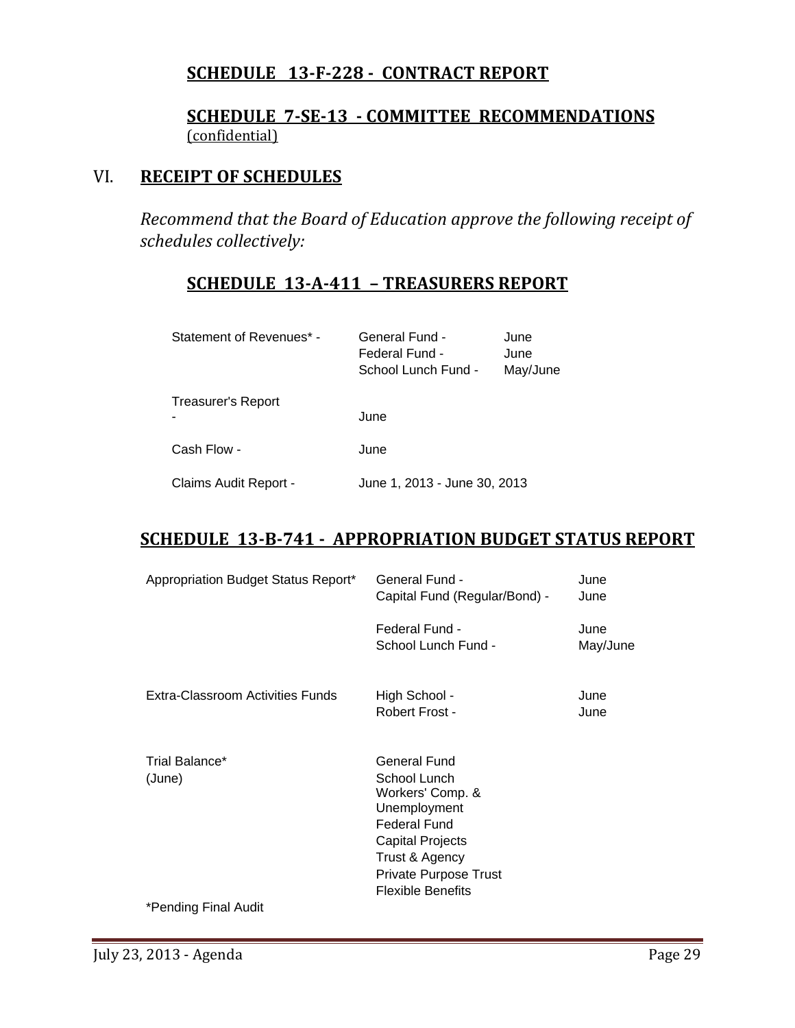**SCHEDULE 13-F-228 - CONTRACT REPORT**

**SCHEDULE 7-SE-13 - COMMITTEE RECOMMENDATIONS**
(confidential)

## VI. RECEIPT OF SCHEDULES

*Recommend that the Board of Education approve the following receipt of schedules collectively:*

**SCHEDULE 13-A-411 – TREASURERS REPORT**

| | | |
|---|---|---|
| Statement of Revenues* - | General Fund - | June |
| | Federal Fund - | June |
| | School Lunch Fund - | May/June |
| Treasurer's Report - | June | |
| Cash Flow - | June | |
| Claims Audit Report - | June 1, 2013 - June 30, 2013 | |

**SCHEDULE 13-B-741 - APPROPRIATION BUDGET STATUS REPORT**

| | | |
|---|---|---|
| Appropriation Budget Status Report* | General Fund - | June |
| | Capital Fund (Regular/Bond) - | June |
| | Federal Fund - | June |
| | School Lunch Fund - | May/June |
| Extra-Classroom Activities Funds | High School - | June |
| | Robert Frost - | June |
| Trial Balance* (June) | General Fund | |
| | School Lunch | |
| | Workers' Comp. & Unemployment | |
| | Federal Fund | |
| | Capital Projects | |
| | Trust & Agency | |
| | Private Purpose Trust | |
| | Flexible Benefits | |

*Pending Final Audit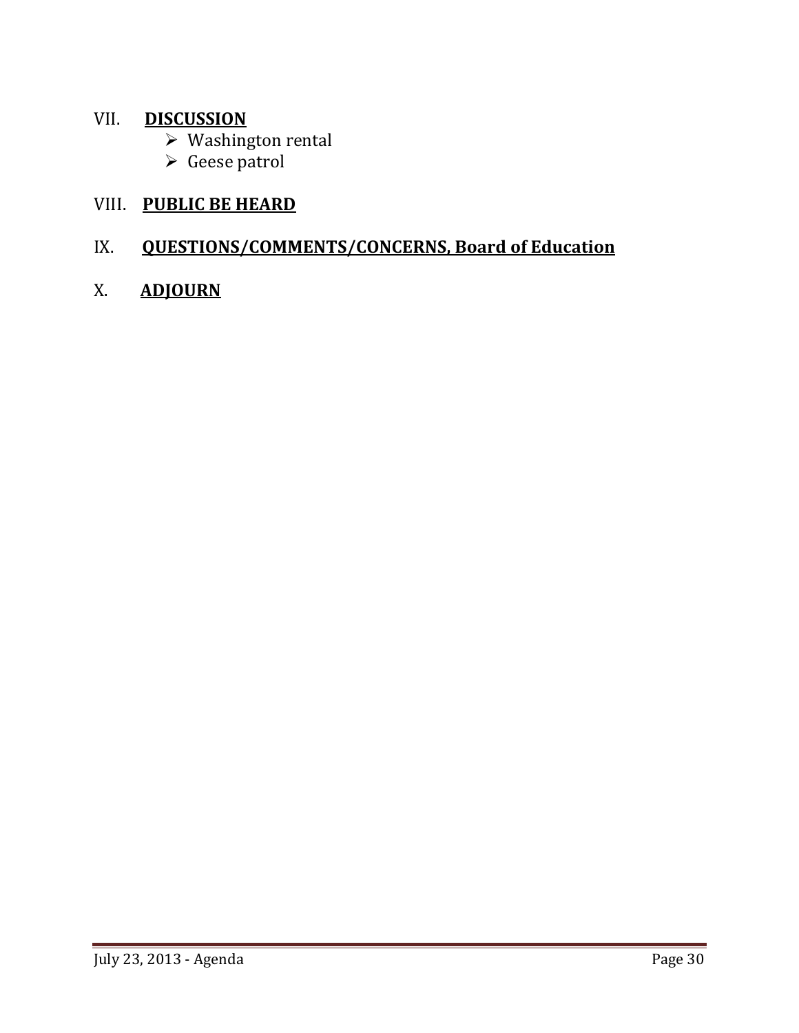VII. **<u>DISCUSSION</u>**

- Washington rental
- Geese patrol

VIII. **<u>PUBLIC BE HEARD</u>**

IX. **<u>QUESTIONS/COMMENTS/CONCERNS, Board of Education</u>**

X. **<u>ADJOURN</u>**